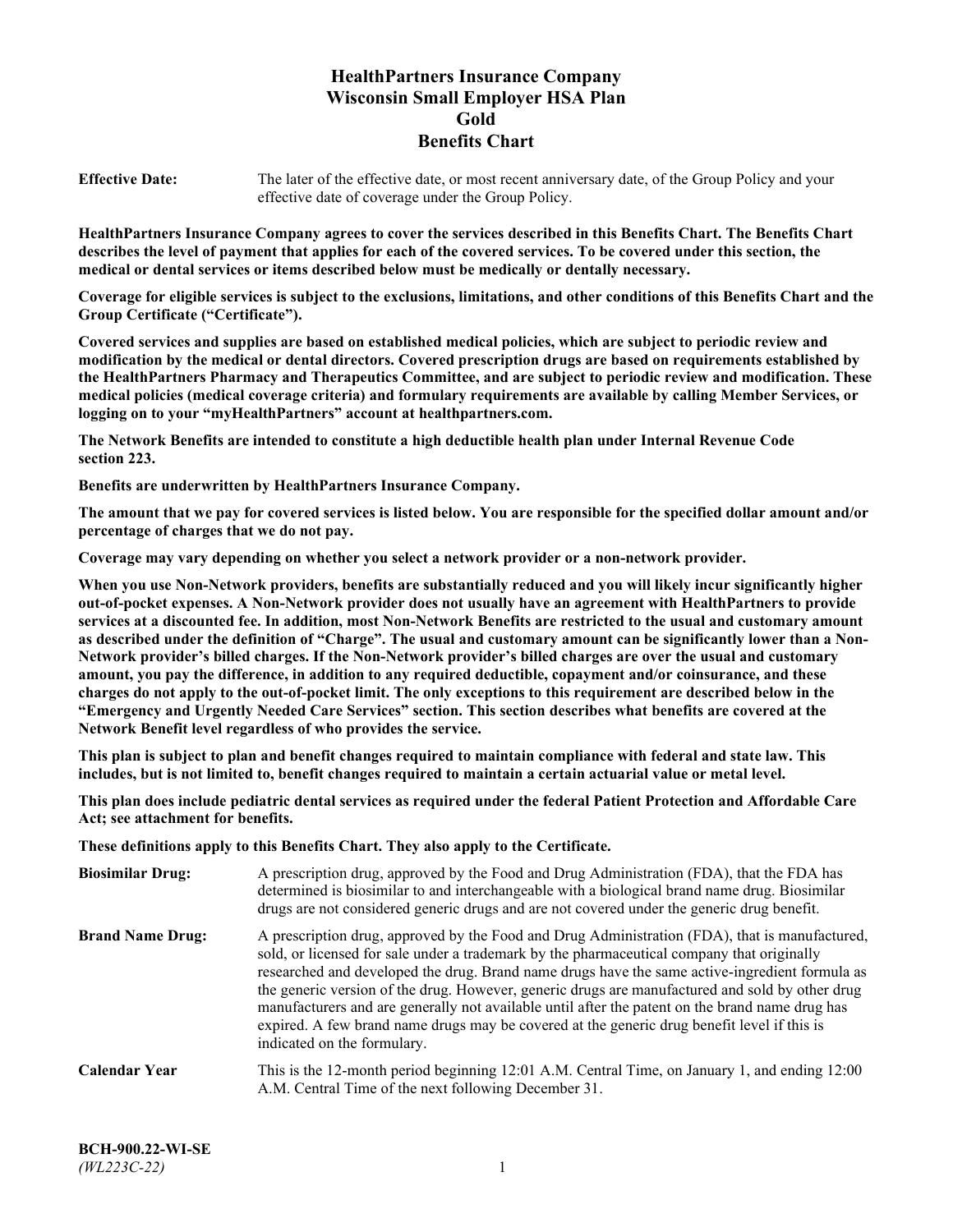# HealthPartners Insurance Company
# Wisconsin Small Employer HSA Plan
# Gold
# Benefits Chart

**Effective Date:** The later of the effective date, or most recent anniversary date, of the Group Policy and your effective date of coverage under the Group Policy.

**HealthPartners Insurance Company agrees to cover the services described in this Benefits Chart. The Benefits Chart describes the level of payment that applies for each of the covered services. To be covered under this section, the medical or dental services or items described below must be medically or dentally necessary.**

**Coverage for eligible services is subject to the exclusions, limitations, and other conditions of this Benefits Chart and the Group Certificate ("Certificate").**

**Covered services and supplies are based on established medical policies, which are subject to periodic review and modification by the medical or dental directors. Covered prescription drugs are based on requirements established by the HealthPartners Pharmacy and Therapeutics Committee, and are subject to periodic review and modification. These medical policies (medical coverage criteria) and formulary requirements are available by calling Member Services, or logging on to your "myHealthPartners" account at healthpartners.com.**

**The Network Benefits are intended to constitute a high deductible health plan under Internal Revenue Code section 223.**

**Benefits are underwritten by HealthPartners Insurance Company.**

**The amount that we pay for covered services is listed below. You are responsible for the specified dollar amount and/or percentage of charges that we do not pay.**

**Coverage may vary depending on whether you select a network provider or a non-network provider.**

**When you use Non-Network providers, benefits are substantially reduced and you will likely incur significantly higher out-of-pocket expenses. A Non-Network provider does not usually have an agreement with HealthPartners to provide services at a discounted fee. In addition, most Non-Network Benefits are restricted to the usual and customary amount as described under the definition of "Charge". The usual and customary amount can be significantly lower than a Non-Network provider's billed charges. If the Non-Network provider's billed charges are over the usual and customary amount, you pay the difference, in addition to any required deductible, copayment and/or coinsurance, and these charges do not apply to the out-of-pocket limit. The only exceptions to this requirement are described below in the "Emergency and Urgently Needed Care Services" section. This section describes what benefits are covered at the Network Benefit level regardless of who provides the service.**

**This plan is subject to plan and benefit changes required to maintain compliance with federal and state law. This includes, but is not limited to, benefit changes required to maintain a certain actuarial value or metal level.**

**This plan does include pediatric dental services as required under the federal Patient Protection and Affordable Care Act; see attachment for benefits.**

**These definitions apply to this Benefits Chart. They also apply to the Certificate.**

**Biosimilar Drug:** A prescription drug, approved by the Food and Drug Administration (FDA), that the FDA has determined is biosimilar to and interchangeable with a biological brand name drug. Biosimilar drugs are not considered generic drugs and are not covered under the generic drug benefit.

**Brand Name Drug:** A prescription drug, approved by the Food and Drug Administration (FDA), that is manufactured, sold, or licensed for sale under a trademark by the pharmaceutical company that originally researched and developed the drug. Brand name drugs have the same active-ingredient formula as the generic version of the drug. However, generic drugs are manufactured and sold by other drug manufacturers and are generally not available until after the patent on the brand name drug has expired. A few brand name drugs may be covered at the generic drug benefit level if this is indicated on the formulary.

**Calendar Year** This is the 12-month period beginning 12:01 A.M. Central Time, on January 1, and ending 12:00 A.M. Central Time of the next following December 31.

**BCH-900.22-WI-SE**
*(WL223C-22)*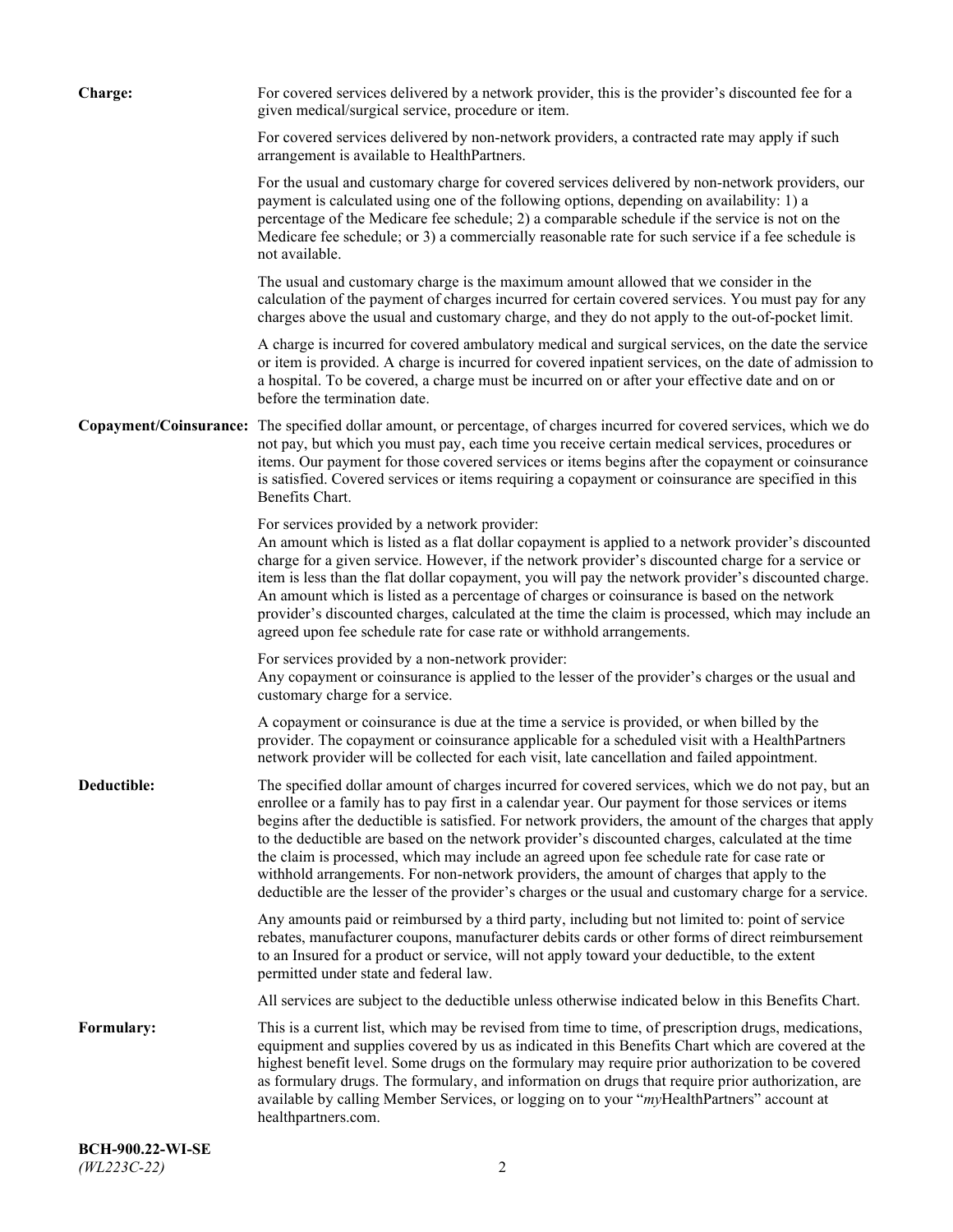**Charge:** For covered services delivered by a network provider, this is the provider's discounted fee for a given medical/surgical service, procedure or item.

For covered services delivered by non-network providers, a contracted rate may apply if such arrangement is available to HealthPartners.

For the usual and customary charge for covered services delivered by non-network providers, our payment is calculated using one of the following options, depending on availability: 1) a percentage of the Medicare fee schedule; 2) a comparable schedule if the service is not on the Medicare fee schedule; or 3) a commercially reasonable rate for such service if a fee schedule is not available.

The usual and customary charge is the maximum amount allowed that we consider in the calculation of the payment of charges incurred for certain covered services. You must pay for any charges above the usual and customary charge, and they do not apply to the out-of-pocket limit.

A charge is incurred for covered ambulatory medical and surgical services, on the date the service or item is provided. A charge is incurred for covered inpatient services, on the date of admission to a hospital. To be covered, a charge must be incurred on or after your effective date and on or before the termination date.

**Copayment/Coinsurance:** The specified dollar amount, or percentage, of charges incurred for covered services, which we do not pay, but which you must pay, each time you receive certain medical services, procedures or items. Our payment for those covered services or items begins after the copayment or coinsurance is satisfied. Covered services or items requiring a copayment or coinsurance are specified in this Benefits Chart.

For services provided by a network provider:
An amount which is listed as a flat dollar copayment is applied to a network provider's discounted charge for a given service. However, if the network provider's discounted charge for a service or item is less than the flat dollar copayment, you will pay the network provider's discounted charge. An amount which is listed as a percentage of charges or coinsurance is based on the network provider's discounted charges, calculated at the time the claim is processed, which may include an agreed upon fee schedule rate for case rate or withhold arrangements.

For services provided by a non-network provider:
Any copayment or coinsurance is applied to the lesser of the provider's charges or the usual and customary charge for a service.

A copayment or coinsurance is due at the time a service is provided, or when billed by the provider. The copayment or coinsurance applicable for a scheduled visit with a HealthPartners network provider will be collected for each visit, late cancellation and failed appointment.

**Deductible:** The specified dollar amount of charges incurred for covered services, which we do not pay, but an enrollee or a family has to pay first in a calendar year. Our payment for those services or items begins after the deductible is satisfied. For network providers, the amount of the charges that apply to the deductible are based on the network provider's discounted charges, calculated at the time the claim is processed, which may include an agreed upon fee schedule rate for case rate or withhold arrangements. For non-network providers, the amount of charges that apply to the deductible are the lesser of the provider's charges or the usual and customary charge for a service.

Any amounts paid or reimbursed by a third party, including but not limited to: point of service rebates, manufacturer coupons, manufacturer debits cards or other forms of direct reimbursement to an Insured for a product or service, will not apply toward your deductible, to the extent permitted under state and federal law.

All services are subject to the deductible unless otherwise indicated below in this Benefits Chart.

**Formulary:** This is a current list, which may be revised from time to time, of prescription drugs, medications, equipment and supplies covered by us as indicated in this Benefits Chart which are covered at the highest benefit level. Some drugs on the formulary may require prior authorization to be covered as formulary drugs. The formulary, and information on drugs that require prior authorization, are available by calling Member Services, or logging on to your "*my*HealthPartners" account at healthpartners.com.

**BCH-900.22-WI-SE**
*(WL223C-22)*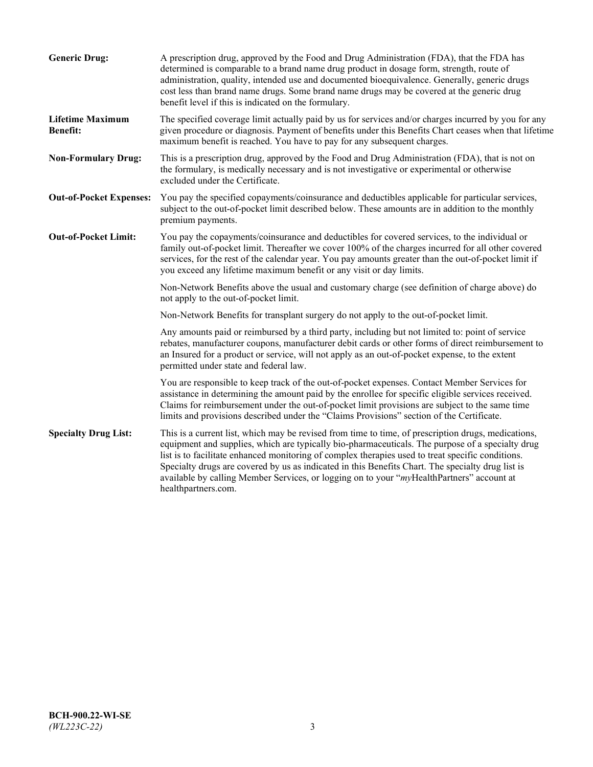**Generic Drug:** A prescription drug, approved by the Food and Drug Administration (FDA), that the FDA has determined is comparable to a brand name drug product in dosage form, strength, route of administration, quality, intended use and documented bioequivalence. Generally, generic drugs cost less than brand name drugs. Some brand name drugs may be covered at the generic drug benefit level if this is indicated on the formulary.

**Lifetime Maximum Benefit:** The specified coverage limit actually paid by us for services and/or charges incurred by you for any given procedure or diagnosis. Payment of benefits under this Benefits Chart ceases when that lifetime maximum benefit is reached. You have to pay for any subsequent charges.

**Non-Formulary Drug:** This is a prescription drug, approved by the Food and Drug Administration (FDA), that is not on the formulary, is medically necessary and is not investigative or experimental or otherwise excluded under the Certificate.

**Out-of-Pocket Expenses:** You pay the specified copayments/coinsurance and deductibles applicable for particular services, subject to the out-of-pocket limit described below. These amounts are in addition to the monthly premium payments.

**Out-of-Pocket Limit:** You pay the copayments/coinsurance and deductibles for covered services, to the individual or family out-of-pocket limit. Thereafter we cover 100% of the charges incurred for all other covered services, for the rest of the calendar year. You pay amounts greater than the out-of-pocket limit if you exceed any lifetime maximum benefit or any visit or day limits.

Non-Network Benefits above the usual and customary charge (see definition of charge above) do not apply to the out-of-pocket limit.

Non-Network Benefits for transplant surgery do not apply to the out-of-pocket limit.

Any amounts paid or reimbursed by a third party, including but not limited to: point of service rebates, manufacturer coupons, manufacturer debit cards or other forms of direct reimbursement to an Insured for a product or service, will not apply as an out-of-pocket expense, to the extent permitted under state and federal law.

You are responsible to keep track of the out-of-pocket expenses. Contact Member Services for assistance in determining the amount paid by the enrollee for specific eligible services received. Claims for reimbursement under the out-of-pocket limit provisions are subject to the same time limits and provisions described under the "Claims Provisions" section of the Certificate.

**Specialty Drug List:** This is a current list, which may be revised from time to time, of prescription drugs, medications, equipment and supplies, which are typically bio-pharmaceuticals. The purpose of a specialty drug list is to facilitate enhanced monitoring of complex therapies used to treat specific conditions. Specialty drugs are covered by us as indicated in this Benefits Chart. The specialty drug list is available by calling Member Services, or logging on to your "*my*HealthPartners" account at healthpartners.com.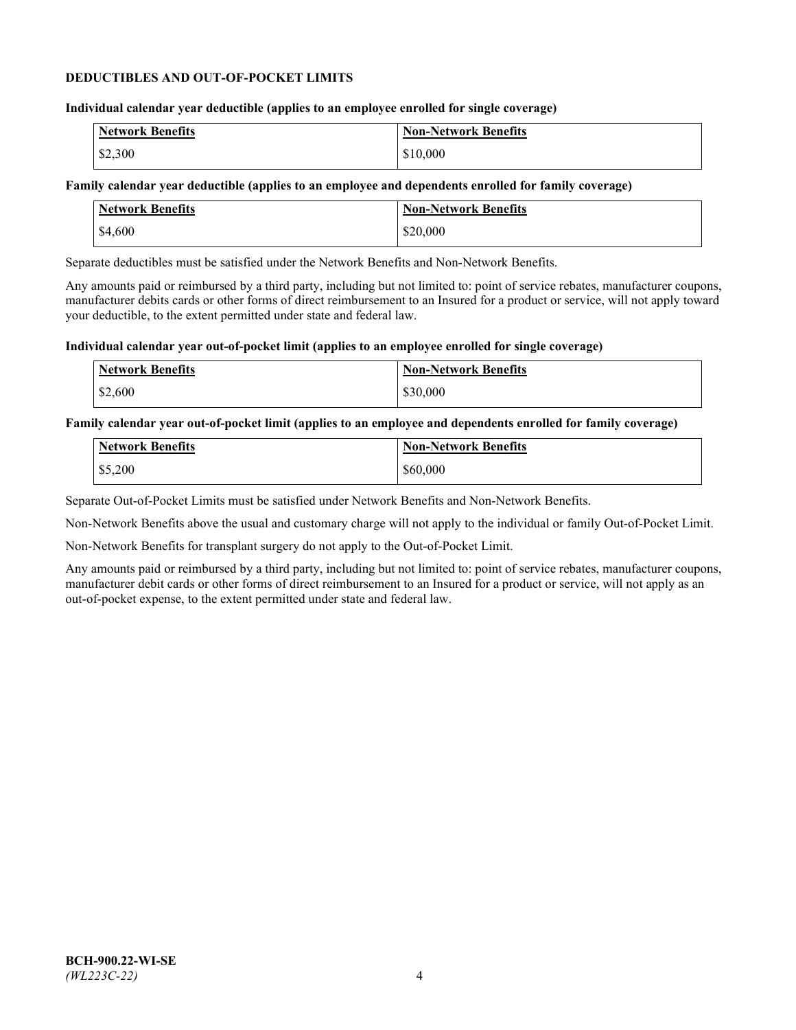## DEDUCTIBLES AND OUT-OF-POCKET LIMITS

**Individual calendar year deductible (applies to an employee enrolled for single coverage)**

| Network Benefits | Non-Network Benefits |
|---|---|
| $2,300 | $10,000 |

**Family calendar year deductible (applies to an employee and dependents enrolled for family coverage)**

| Network Benefits | Non-Network Benefits |
|---|---|
| $4,600 | $20,000 |

Separate deductibles must be satisfied under the Network Benefits and Non-Network Benefits.

Any amounts paid or reimbursed by a third party, including but not limited to: point of service rebates, manufacturer coupons, manufacturer debits cards or other forms of direct reimbursement to an Insured for a product or service, will not apply toward your deductible, to the extent permitted under state and federal law.

**Individual calendar year out-of-pocket limit (applies to an employee enrolled for single coverage)**

| Network Benefits | Non-Network Benefits |
|---|---|
| $2,600 | $30,000 |

**Family calendar year out-of-pocket limit (applies to an employee and dependents enrolled for family coverage)**

| Network Benefits | Non-Network Benefits |
|---|---|
| $5,200 | $60,000 |

Separate Out-of-Pocket Limits must be satisfied under Network Benefits and Non-Network Benefits.

Non-Network Benefits above the usual and customary charge will not apply to the individual or family Out-of-Pocket Limit.

Non-Network Benefits for transplant surgery do not apply to the Out-of-Pocket Limit.

Any amounts paid or reimbursed by a third party, including but not limited to: point of service rebates, manufacturer coupons, manufacturer debit cards or other forms of direct reimbursement to an Insured for a product or service, will not apply as an out-of-pocket expense, to the extent permitted under state and federal law.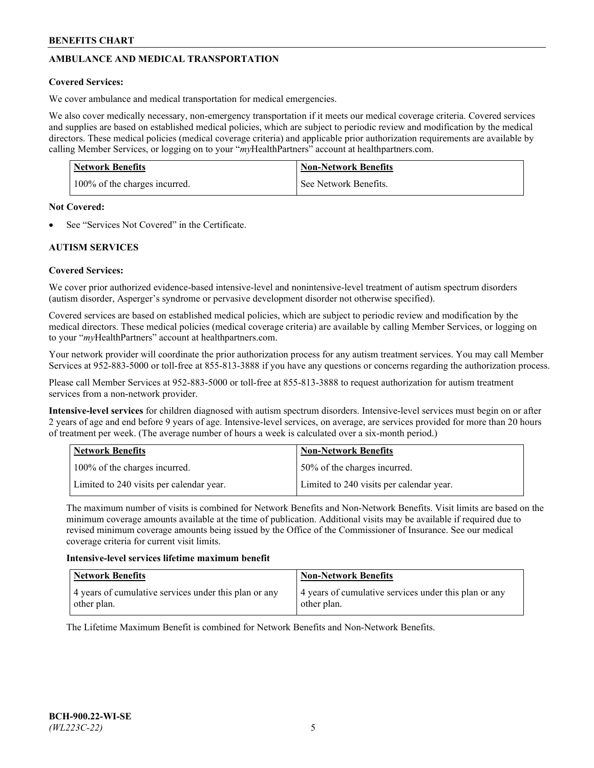## AMBULANCE AND MEDICAL TRANSPORTATION

**Covered Services:**

We cover ambulance and medical transportation for medical emergencies.

We also cover medically necessary, non-emergency transportation if it meets our medical coverage criteria. Covered services and supplies are based on established medical policies, which are subject to periodic review and modification by the medical directors. These medical policies (medical coverage criteria) and applicable prior authorization requirements are available by calling Member Services, or logging on to your "*my*HealthPartners" account at healthpartners.com.

| Network Benefits | Non-Network Benefits |
| --- | --- |
| 100% of the charges incurred. | See Network Benefits. |

**Not Covered:**

- See "Services Not Covered" in the Certificate.

## AUTISM SERVICES

**Covered Services:**

We cover prior authorized evidence-based intensive-level and nonintensive-level treatment of autism spectrum disorders (autism disorder, Asperger's syndrome or pervasive development disorder not otherwise specified).

Covered services are based on established medical policies, which are subject to periodic review and modification by the medical directors. These medical policies (medical coverage criteria) are available by calling Member Services, or logging on to your "*my*HealthPartners" account at healthpartners.com.

Your network provider will coordinate the prior authorization process for any autism treatment services. You may call Member Services at 952-883-5000 or toll-free at 855-813-3888 if you have any questions or concerns regarding the authorization process.

Please call Member Services at 952-883-5000 or toll-free at 855-813-3888 to request authorization for autism treatment services from a non-network provider.

**Intensive-level services** for children diagnosed with autism spectrum disorders. Intensive-level services must begin on or after 2 years of age and end before 9 years of age. Intensive-level services, on average, are services provided for more than 20 hours of treatment per week. (The average number of hours a week is calculated over a six-month period.)

| Network Benefits | Non-Network Benefits |
| --- | --- |
| 100% of the charges incurred. | 50% of the charges incurred. |
| Limited to 240 visits per calendar year. | Limited to 240 visits per calendar year. |

The maximum number of visits is combined for Network Benefits and Non-Network Benefits. Visit limits are based on the minimum coverage amounts available at the time of publication. Additional visits may be available if required due to revised minimum coverage amounts being issued by the Office of the Commissioner of Insurance. See our medical coverage criteria for current visit limits.

**Intensive-level services lifetime maximum benefit**

| Network Benefits | Non-Network Benefits |
| --- | --- |
| 4 years of cumulative services under this plan or any other plan. | 4 years of cumulative services under this plan or any other plan. |

The Lifetime Maximum Benefit is combined for Network Benefits and Non-Network Benefits.

BCH-900.22-WI-SE
*(WL223C-22)*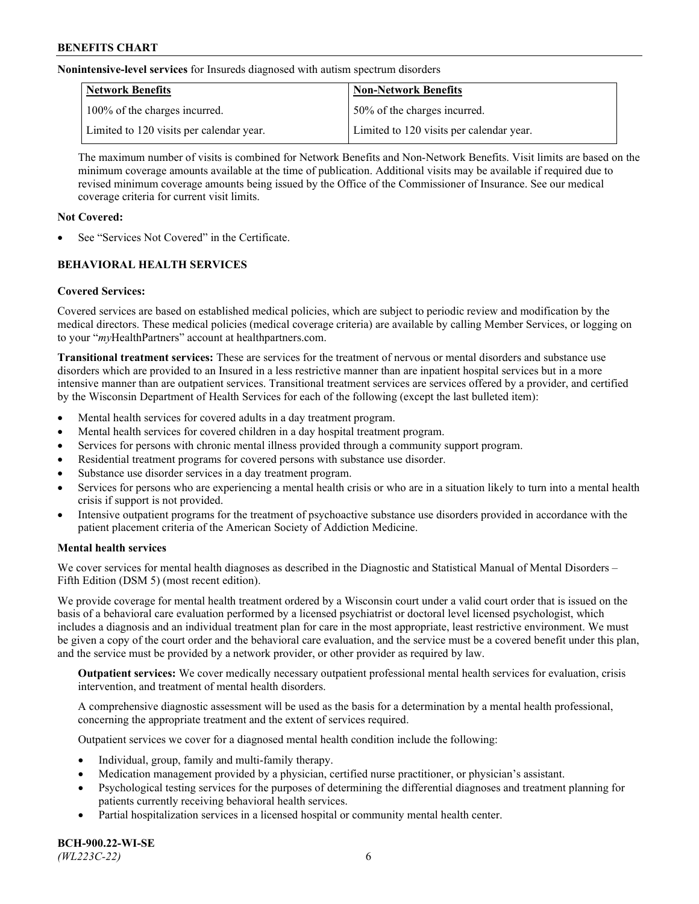**Nonintensive-level services** for Insureds diagnosed with autism spectrum disorders

| Network Benefits | Non-Network Benefits |
|---|---|
| 100% of the charges incurred. | 50% of the charges incurred. |
| Limited to 120 visits per calendar year. | Limited to 120 visits per calendar year. |

The maximum number of visits is combined for Network Benefits and Non-Network Benefits. Visit limits are based on the minimum coverage amounts available at the time of publication. Additional visits may be available if required due to revised minimum coverage amounts being issued by the Office of the Commissioner of Insurance. See our medical coverage criteria for current visit limits.

**Not Covered:**

- See "Services Not Covered" in the Certificate.

## BEHAVIORAL HEALTH SERVICES

**Covered Services:**

Covered services are based on established medical policies, which are subject to periodic review and modification by the medical directors. These medical policies (medical coverage criteria) are available by calling Member Services, or logging on to your "*my*HealthPartners" account at healthpartners.com.

**Transitional treatment services:** These are services for the treatment of nervous or mental disorders and substance use disorders which are provided to an Insured in a less restrictive manner than are inpatient hospital services but in a more intensive manner than are outpatient services. Transitional treatment services are services offered by a provider, and certified by the Wisconsin Department of Health Services for each of the following (except the last bulleted item):

- Mental health services for covered adults in a day treatment program.
- Mental health services for covered children in a day hospital treatment program.
- Services for persons with chronic mental illness provided through a community support program.
- Residential treatment programs for covered persons with substance use disorder.
- Substance use disorder services in a day treatment program.
- Services for persons who are experiencing a mental health crisis or who are in a situation likely to turn into a mental health crisis if support is not provided.
- Intensive outpatient programs for the treatment of psychoactive substance use disorders provided in accordance with the patient placement criteria of the American Society of Addiction Medicine.

**Mental health services**

We cover services for mental health diagnoses as described in the Diagnostic and Statistical Manual of Mental Disorders – Fifth Edition (DSM 5) (most recent edition).

We provide coverage for mental health treatment ordered by a Wisconsin court under a valid court order that is issued on the basis of a behavioral care evaluation performed by a licensed psychiatrist or doctoral level licensed psychologist, which includes a diagnosis and an individual treatment plan for care in the most appropriate, least restrictive environment. We must be given a copy of the court order and the behavioral care evaluation, and the service must be a covered benefit under this plan, and the service must be provided by a network provider, or other provider as required by law.

**Outpatient services:** We cover medically necessary outpatient professional mental health services for evaluation, crisis intervention, and treatment of mental health disorders.

A comprehensive diagnostic assessment will be used as the basis for a determination by a mental health professional, concerning the appropriate treatment and the extent of services required.

Outpatient services we cover for a diagnosed mental health condition include the following:

- Individual, group, family and multi-family therapy.
- Medication management provided by a physician, certified nurse practitioner, or physician's assistant.
- Psychological testing services for the purposes of determining the differential diagnoses and treatment planning for patients currently receiving behavioral health services.
- Partial hospitalization services in a licensed hospital or community mental health center.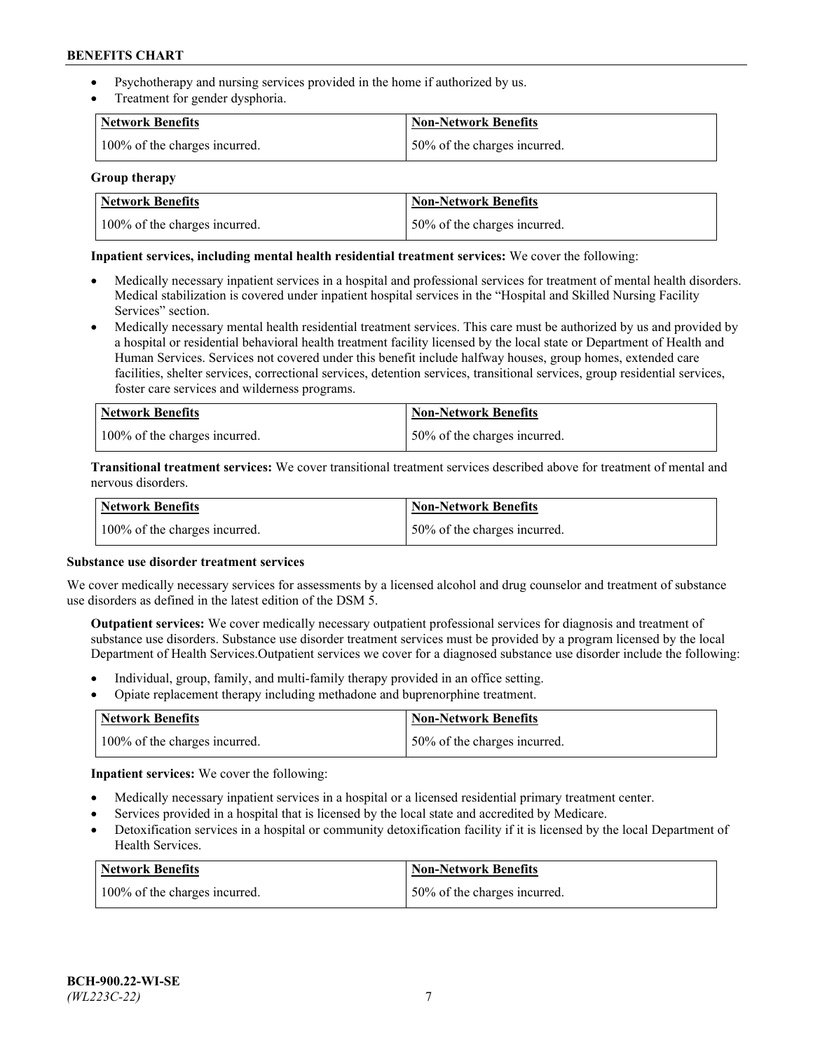- Psychotherapy and nursing services provided in the home if authorized by us.
- Treatment for gender dysphoria.

| Network Benefits | Non-Network Benefits |
| --- | --- |
| 100% of the charges incurred. | 50% of the charges incurred. |

**Group therapy**

| Network Benefits | Non-Network Benefits |
| --- | --- |
| 100% of the charges incurred. | 50% of the charges incurred. |

**Inpatient services, including mental health residential treatment services:** We cover the following:

- Medically necessary inpatient services in a hospital and professional services for treatment of mental health disorders. Medical stabilization is covered under inpatient hospital services in the "Hospital and Skilled Nursing Facility Services" section.
- Medically necessary mental health residential treatment services. This care must be authorized by us and provided by a hospital or residential behavioral health treatment facility licensed by the local state or Department of Health and Human Services. Services not covered under this benefit include halfway houses, group homes, extended care facilities, shelter services, correctional services, detention services, transitional services, group residential services, foster care services and wilderness programs.

| Network Benefits | Non-Network Benefits |
| --- | --- |
| 100% of the charges incurred. | 50% of the charges incurred. |

**Transitional treatment services:** We cover transitional treatment services described above for treatment of mental and nervous disorders.

| Network Benefits | Non-Network Benefits |
| --- | --- |
| 100% of the charges incurred. | 50% of the charges incurred. |

**Substance use disorder treatment services**

We cover medically necessary services for assessments by a licensed alcohol and drug counselor and treatment of substance use disorders as defined in the latest edition of the DSM 5.

**Outpatient services:** We cover medically necessary outpatient professional services for diagnosis and treatment of substance use disorders. Substance use disorder treatment services must be provided by a program licensed by the local Department of Health Services.Outpatient services we cover for a diagnosed substance use disorder include the following:

- Individual, group, family, and multi-family therapy provided in an office setting.
- Opiate replacement therapy including methadone and buprenorphine treatment.

| Network Benefits | Non-Network Benefits |
| --- | --- |
| 100% of the charges incurred. | 50% of the charges incurred. |

**Inpatient services:** We cover the following:

- Medically necessary inpatient services in a hospital or a licensed residential primary treatment center.
- Services provided in a hospital that is licensed by the local state and accredited by Medicare.
- Detoxification services in a hospital or community detoxification facility if it is licensed by the local Department of Health Services.

| Network Benefits | Non-Network Benefits |
| --- | --- |
| 100% of the charges incurred. | 50% of the charges incurred. |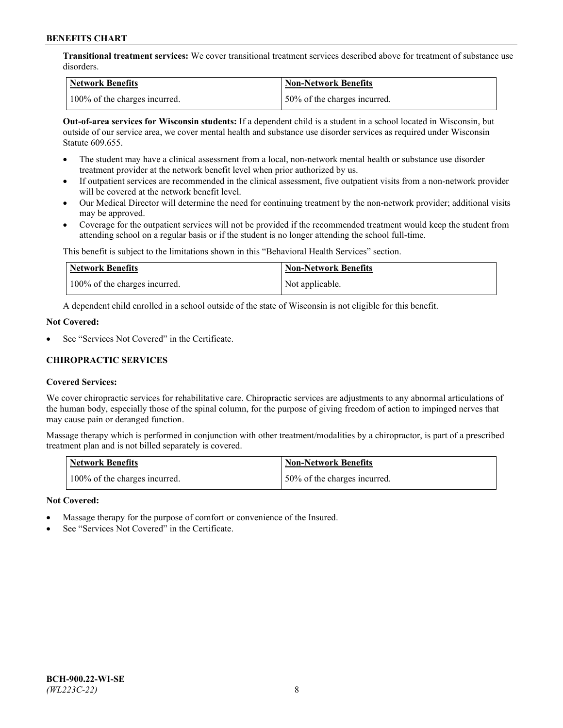**Transitional treatment services:** We cover transitional treatment services described above for treatment of substance use disorders.

| Network Benefits | Non-Network Benefits |
| --- | --- |
| 100% of the charges incurred. | 50% of the charges incurred. |

**Out-of-area services for Wisconsin students:** If a dependent child is a student in a school located in Wisconsin, but outside of our service area, we cover mental health and substance use disorder services as required under Wisconsin Statute 609.655.

- The student may have a clinical assessment from a local, non-network mental health or substance use disorder treatment provider at the network benefit level when prior authorized by us.
- If outpatient services are recommended in the clinical assessment, five outpatient visits from a non-network provider will be covered at the network benefit level.
- Our Medical Director will determine the need for continuing treatment by the non-network provider; additional visits may be approved.
- Coverage for the outpatient services will not be provided if the recommended treatment would keep the student from attending school on a regular basis or if the student is no longer attending the school full-time.

This benefit is subject to the limitations shown in this "Behavioral Health Services" section.

| Network Benefits | Non-Network Benefits |
| --- | --- |
| 100% of the charges incurred. | Not applicable. |

A dependent child enrolled in a school outside of the state of Wisconsin is not eligible for this benefit.

**Not Covered:**

- See "Services Not Covered" in the Certificate.

### CHIROPRACTIC SERVICES

**Covered Services:**

We cover chiropractic services for rehabilitative care. Chiropractic services are adjustments to any abnormal articulations of the human body, especially those of the spinal column, for the purpose of giving freedom of action to impinged nerves that may cause pain or deranged function.

Massage therapy which is performed in conjunction with other treatment/modalities by a chiropractor, is part of a prescribed treatment plan and is not billed separately is covered.

| Network Benefits | Non-Network Benefits |
| --- | --- |
| 100% of the charges incurred. | 50% of the charges incurred. |

**Not Covered:**

- Massage therapy for the purpose of comfort or convenience of the Insured.
- See "Services Not Covered" in the Certificate.

BCH-900.22-WI-SE
*(WL223C-22)*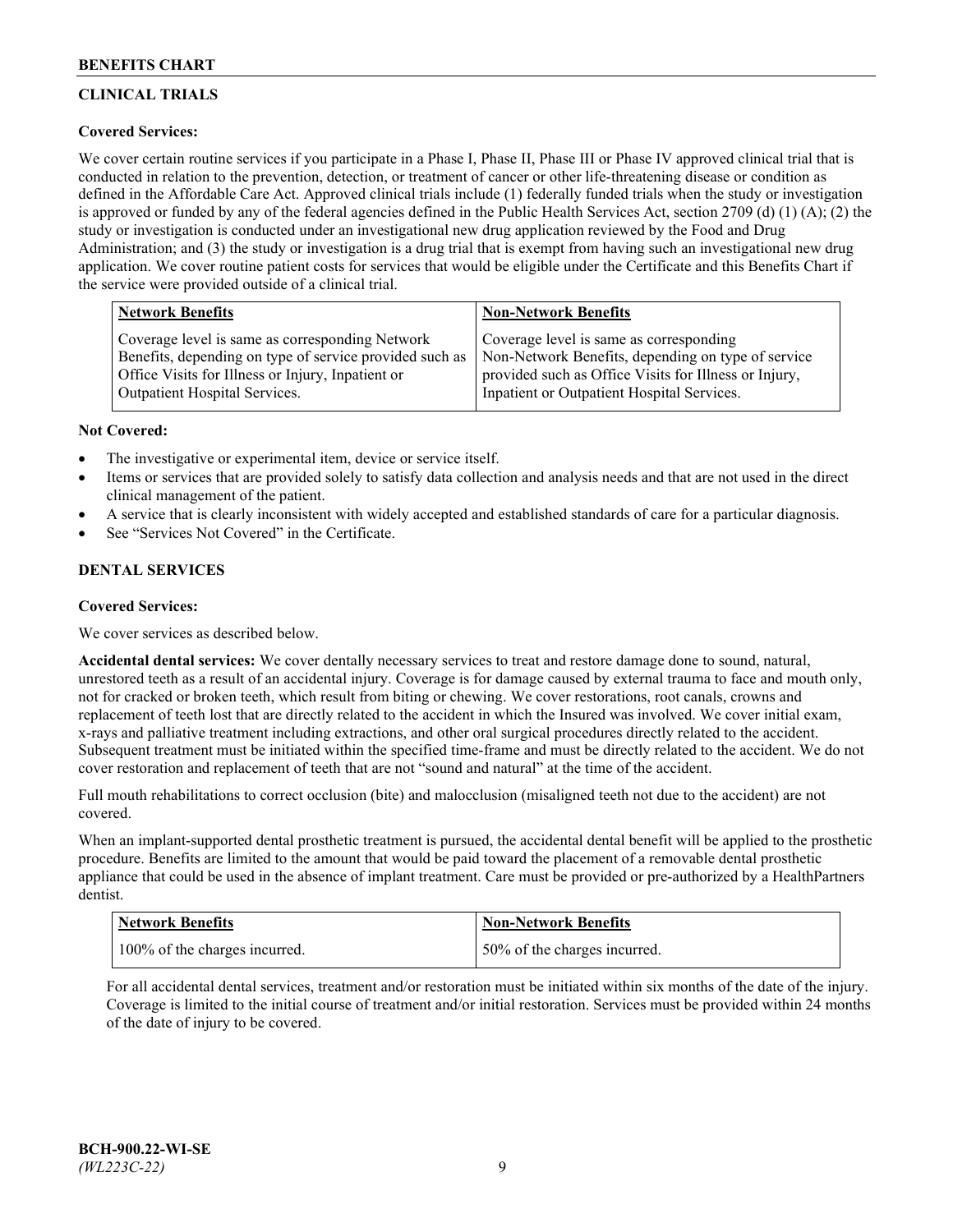## CLINICAL TRIALS

**Covered Services:**

We cover certain routine services if you participate in a Phase I, Phase II, Phase III or Phase IV approved clinical trial that is conducted in relation to the prevention, detection, or treatment of cancer or other life-threatening disease or condition as defined in the Affordable Care Act. Approved clinical trials include (1) federally funded trials when the study or investigation is approved or funded by any of the federal agencies defined in the Public Health Services Act, section 2709 (d) (1) (A); (2) the study or investigation is conducted under an investigational new drug application reviewed by the Food and Drug Administration; and (3) the study or investigation is a drug trial that is exempt from having such an investigational new drug application. We cover routine patient costs for services that would be eligible under the Certificate and this Benefits Chart if the service were provided outside of a clinical trial.

| Network Benefits | Non-Network Benefits |
|---|---|
| Coverage level is same as corresponding Network Benefits, depending on type of service provided such as Office Visits for Illness or Injury, Inpatient or Outpatient Hospital Services. | Coverage level is same as corresponding Non-Network Benefits, depending on type of service provided such as Office Visits for Illness or Injury, Inpatient or Outpatient Hospital Services. |

**Not Covered:**

- The investigative or experimental item, device or service itself.
- Items or services that are provided solely to satisfy data collection and analysis needs and that are not used in the direct clinical management of the patient.
- A service that is clearly inconsistent with widely accepted and established standards of care for a particular diagnosis.
- See "Services Not Covered" in the Certificate.

## DENTAL SERVICES

**Covered Services:**

We cover services as described below.

**Accidental dental services:** We cover dentally necessary services to treat and restore damage done to sound, natural, unrestored teeth as a result of an accidental injury. Coverage is for damage caused by external trauma to face and mouth only, not for cracked or broken teeth, which result from biting or chewing. We cover restorations, root canals, crowns and replacement of teeth lost that are directly related to the accident in which the Insured was involved. We cover initial exam, x-rays and palliative treatment including extractions, and other oral surgical procedures directly related to the accident. Subsequent treatment must be initiated within the specified time-frame and must be directly related to the accident. We do not cover restoration and replacement of teeth that are not "sound and natural" at the time of the accident.

Full mouth rehabilitations to correct occlusion (bite) and malocclusion (misaligned teeth not due to the accident) are not covered.

When an implant-supported dental prosthetic treatment is pursued, the accidental dental benefit will be applied to the prosthetic procedure. Benefits are limited to the amount that would be paid toward the placement of a removable dental prosthetic appliance that could be used in the absence of implant treatment. Care must be provided or pre-authorized by a HealthPartners dentist.

| Network Benefits | Non-Network Benefits |
|---|---|
| 100% of the charges incurred. | 50% of the charges incurred. |

For all accidental dental services, treatment and/or restoration must be initiated within six months of the date of the injury. Coverage is limited to the initial course of treatment and/or initial restoration. Services must be provided within 24 months of the date of injury to be covered.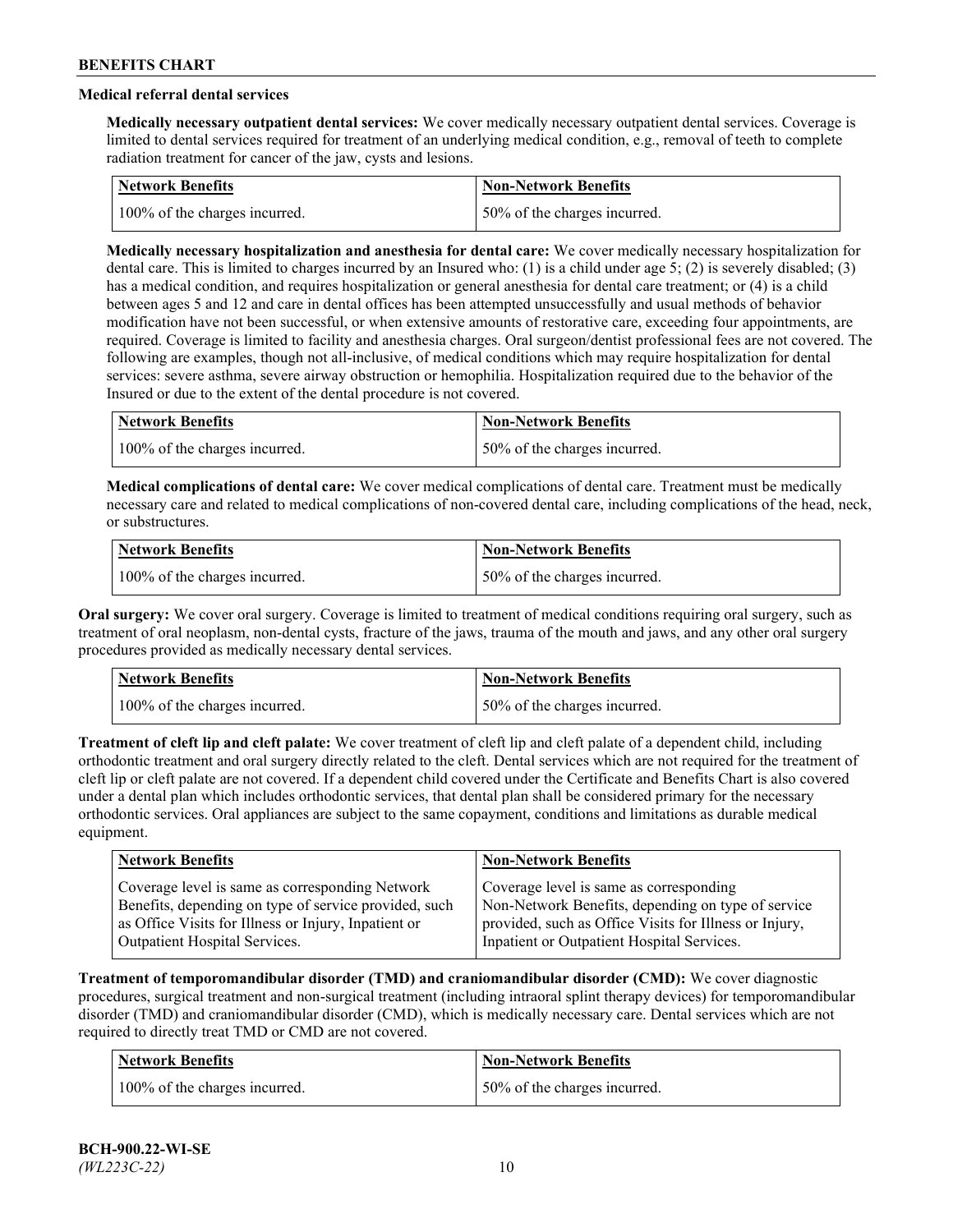### Medical referral dental services

**Medically necessary outpatient dental services:** We cover medically necessary outpatient dental services. Coverage is limited to dental services required for treatment of an underlying medical condition, e.g., removal of teeth to complete radiation treatment for cancer of the jaw, cysts and lesions.

| Network Benefits | Non-Network Benefits |
|---|---|
| 100% of the charges incurred. | 50% of the charges incurred. |

**Medically necessary hospitalization and anesthesia for dental care:** We cover medically necessary hospitalization for dental care. This is limited to charges incurred by an Insured who: (1) is a child under age 5; (2) is severely disabled; (3) has a medical condition, and requires hospitalization or general anesthesia for dental care treatment; or (4) is a child between ages 5 and 12 and care in dental offices has been attempted unsuccessfully and usual methods of behavior modification have not been successful, or when extensive amounts of restorative care, exceeding four appointments, are required. Coverage is limited to facility and anesthesia charges. Oral surgeon/dentist professional fees are not covered. The following are examples, though not all-inclusive, of medical conditions which may require hospitalization for dental services: severe asthma, severe airway obstruction or hemophilia. Hospitalization required due to the behavior of the Insured or due to the extent of the dental procedure is not covered.

| Network Benefits | Non-Network Benefits |
|---|---|
| 100% of the charges incurred. | 50% of the charges incurred. |

**Medical complications of dental care:** We cover medical complications of dental care. Treatment must be medically necessary care and related to medical complications of non-covered dental care, including complications of the head, neck, or substructures.

| Network Benefits | Non-Network Benefits |
|---|---|
| 100% of the charges incurred. | 50% of the charges incurred. |

**Oral surgery:** We cover oral surgery. Coverage is limited to treatment of medical conditions requiring oral surgery, such as treatment of oral neoplasm, non-dental cysts, fracture of the jaws, trauma of the mouth and jaws, and any other oral surgery procedures provided as medically necessary dental services.

| Network Benefits | Non-Network Benefits |
|---|---|
| 100% of the charges incurred. | 50% of the charges incurred. |

**Treatment of cleft lip and cleft palate:** We cover treatment of cleft lip and cleft palate of a dependent child, including orthodontic treatment and oral surgery directly related to the cleft. Dental services which are not required for the treatment of cleft lip or cleft palate are not covered. If a dependent child covered under the Certificate and Benefits Chart is also covered under a dental plan which includes orthodontic services, that dental plan shall be considered primary for the necessary orthodontic services. Oral appliances are subject to the same copayment, conditions and limitations as durable medical equipment.

| Network Benefits | Non-Network Benefits |
|---|---|
| Coverage level is same as corresponding Network Benefits, depending on type of service provided, such as Office Visits for Illness or Injury, Inpatient or Outpatient Hospital Services. | Coverage level is same as corresponding Non-Network Benefits, depending on type of service provided, such as Office Visits for Illness or Injury, Inpatient or Outpatient Hospital Services. |

**Treatment of temporomandibular disorder (TMD) and craniomandibular disorder (CMD):** We cover diagnostic procedures, surgical treatment and non-surgical treatment (including intraoral splint therapy devices) for temporomandibular disorder (TMD) and craniomandibular disorder (CMD), which is medically necessary care. Dental services which are not required to directly treat TMD or CMD are not covered.

| Network Benefits | Non-Network Benefits |
|---|---|
| 100% of the charges incurred. | 50% of the charges incurred. |

**BCH-900.22-WI-SE**
*(WL223C-22)*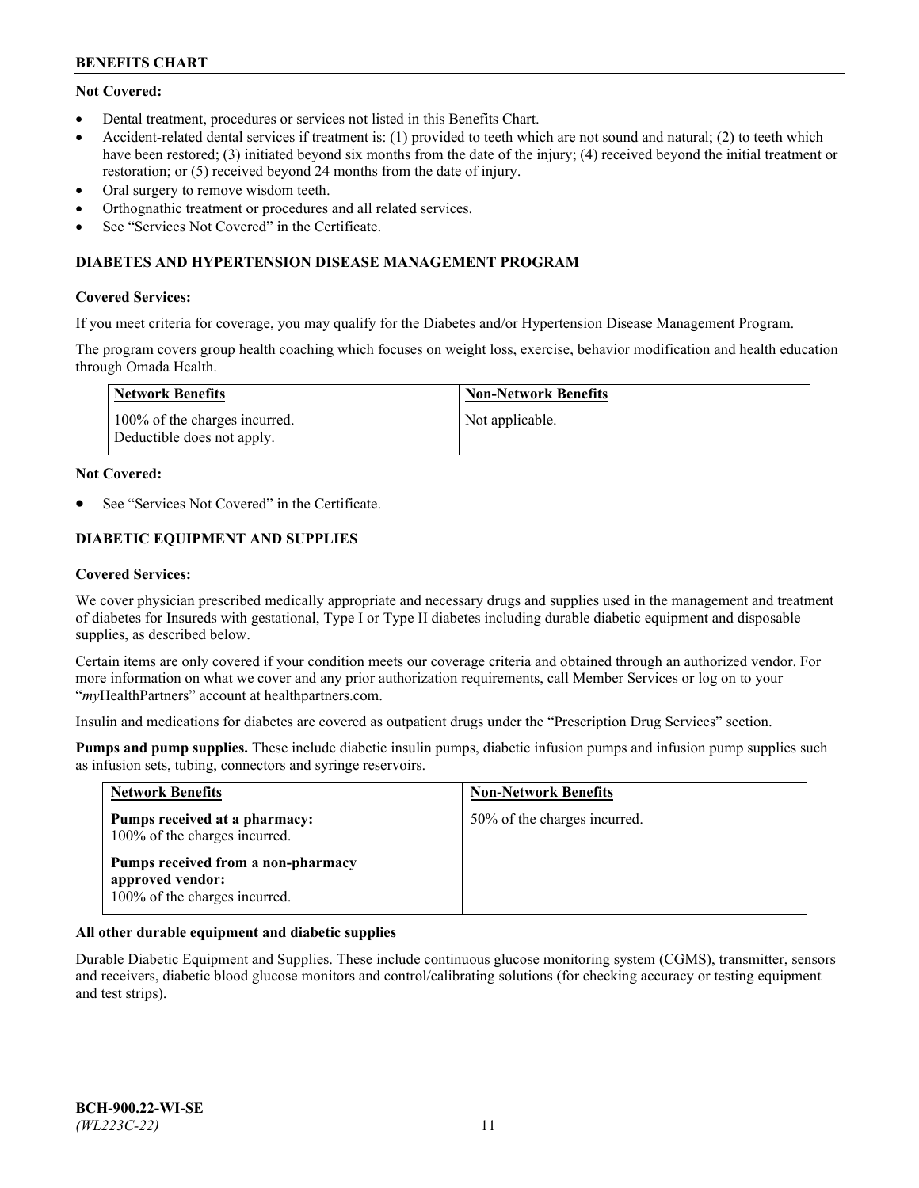**Not Covered:**

- Dental treatment, procedures or services not listed in this Benefits Chart.
- Accident-related dental services if treatment is: (1) provided to teeth which are not sound and natural; (2) to teeth which have been restored; (3) initiated beyond six months from the date of the injury; (4) received beyond the initial treatment or restoration; or (5) received beyond 24 months from the date of injury.
- Oral surgery to remove wisdom teeth.
- Orthognathic treatment or procedures and all related services.
- See "Services Not Covered" in the Certificate.

## DIABETES AND HYPERTENSION DISEASE MANAGEMENT PROGRAM

**Covered Services:**

If you meet criteria for coverage, you may qualify for the Diabetes and/or Hypertension Disease Management Program.

The program covers group health coaching which focuses on weight loss, exercise, behavior modification and health education through Omada Health.

| Network Benefits | Non-Network Benefits |
|---|---|
| 100% of the charges incurred. Deductible does not apply. | Not applicable. |

**Not Covered:**

- See "Services Not Covered" in the Certificate.

## DIABETIC EQUIPMENT AND SUPPLIES

**Covered Services:**

We cover physician prescribed medically appropriate and necessary drugs and supplies used in the management and treatment of diabetes for Insureds with gestational, Type I or Type II diabetes including durable diabetic equipment and disposable supplies, as described below.

Certain items are only covered if your condition meets our coverage criteria and obtained through an authorized vendor. For more information on what we cover and any prior authorization requirements, call Member Services or log on to your "*my*HealthPartners" account at healthpartners.com.

Insulin and medications for diabetes are covered as outpatient drugs under the "Prescription Drug Services" section.

**Pumps and pump supplies.** These include diabetic insulin pumps, diabetic infusion pumps and infusion pump supplies such as infusion sets, tubing, connectors and syringe reservoirs.

| Network Benefits | Non-Network Benefits |
|---|---|
| **Pumps received at a pharmacy:** 100% of the charges incurred.<br>**Pumps received from a non-pharmacy approved vendor:** 100% of the charges incurred. | 50% of the charges incurred. |

**All other durable equipment and diabetic supplies**

Durable Diabetic Equipment and Supplies. These include continuous glucose monitoring system (CGMS), transmitter, sensors and receivers, diabetic blood glucose monitors and control/calibrating solutions (for checking accuracy or testing equipment and test strips).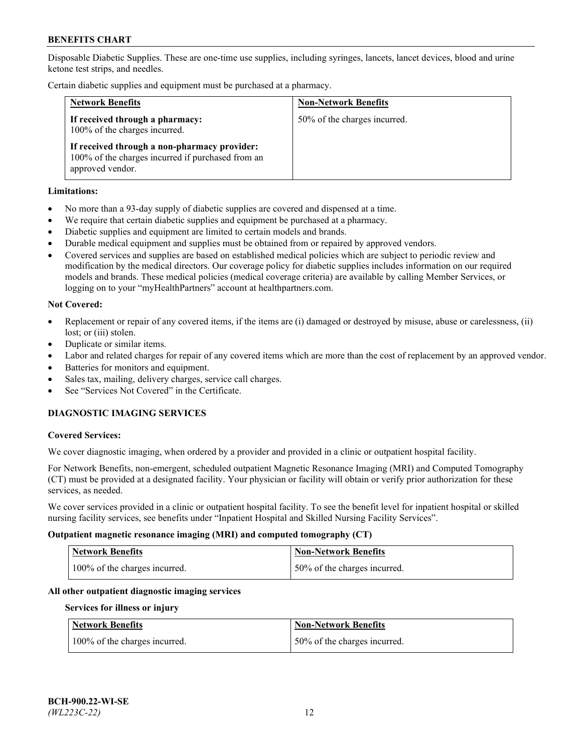Disposable Diabetic Supplies. These are one-time use supplies, including syringes, lancets, lancet devices, blood and urine ketone test strips, and needles.

Certain diabetic supplies and equipment must be purchased at a pharmacy.

| Network Benefits | Non-Network Benefits |
| --- | --- |
| **If received through a pharmacy:** 100% of the charges incurred.<br><br>**If received through a non-pharmacy provider:** 100% of the charges incurred if purchased from an approved vendor. | 50% of the charges incurred. |

**Limitations:**

- No more than a 93-day supply of diabetic supplies are covered and dispensed at a time.
- We require that certain diabetic supplies and equipment be purchased at a pharmacy.
- Diabetic supplies and equipment are limited to certain models and brands.
- Durable medical equipment and supplies must be obtained from or repaired by approved vendors.
- Covered services and supplies are based on established medical policies which are subject to periodic review and modification by the medical directors. Our coverage policy for diabetic supplies includes information on our required models and brands. These medical policies (medical coverage criteria) are available by calling Member Services, or logging on to your "myHealthPartners" account at healthpartners.com.

**Not Covered:**

- Replacement or repair of any covered items, if the items are (i) damaged or destroyed by misuse, abuse or carelessness, (ii) lost; or (iii) stolen.
- Duplicate or similar items.
- Labor and related charges for repair of any covered items which are more than the cost of replacement by an approved vendor.
- Batteries for monitors and equipment.
- Sales tax, mailing, delivery charges, service call charges.
- See "Services Not Covered" in the Certificate.

## DIAGNOSTIC IMAGING SERVICES

**Covered Services:**

We cover diagnostic imaging, when ordered by a provider and provided in a clinic or outpatient hospital facility.

For Network Benefits, non-emergent, scheduled outpatient Magnetic Resonance Imaging (MRI) and Computed Tomography (CT) must be provided at a designated facility. Your physician or facility will obtain or verify prior authorization for these services, as needed.

We cover services provided in a clinic or outpatient hospital facility. To see the benefit level for inpatient hospital or skilled nursing facility services, see benefits under "Inpatient Hospital and Skilled Nursing Facility Services".

**Outpatient magnetic resonance imaging (MRI) and computed tomography (CT)**

| Network Benefits | Non-Network Benefits |
| --- | --- |
| 100% of the charges incurred. | 50% of the charges incurred. |

**All other outpatient diagnostic imaging services**

**Services for illness or injury**

| Network Benefits | Non-Network Benefits |
| --- | --- |
| 100% of the charges incurred. | 50% of the charges incurred. |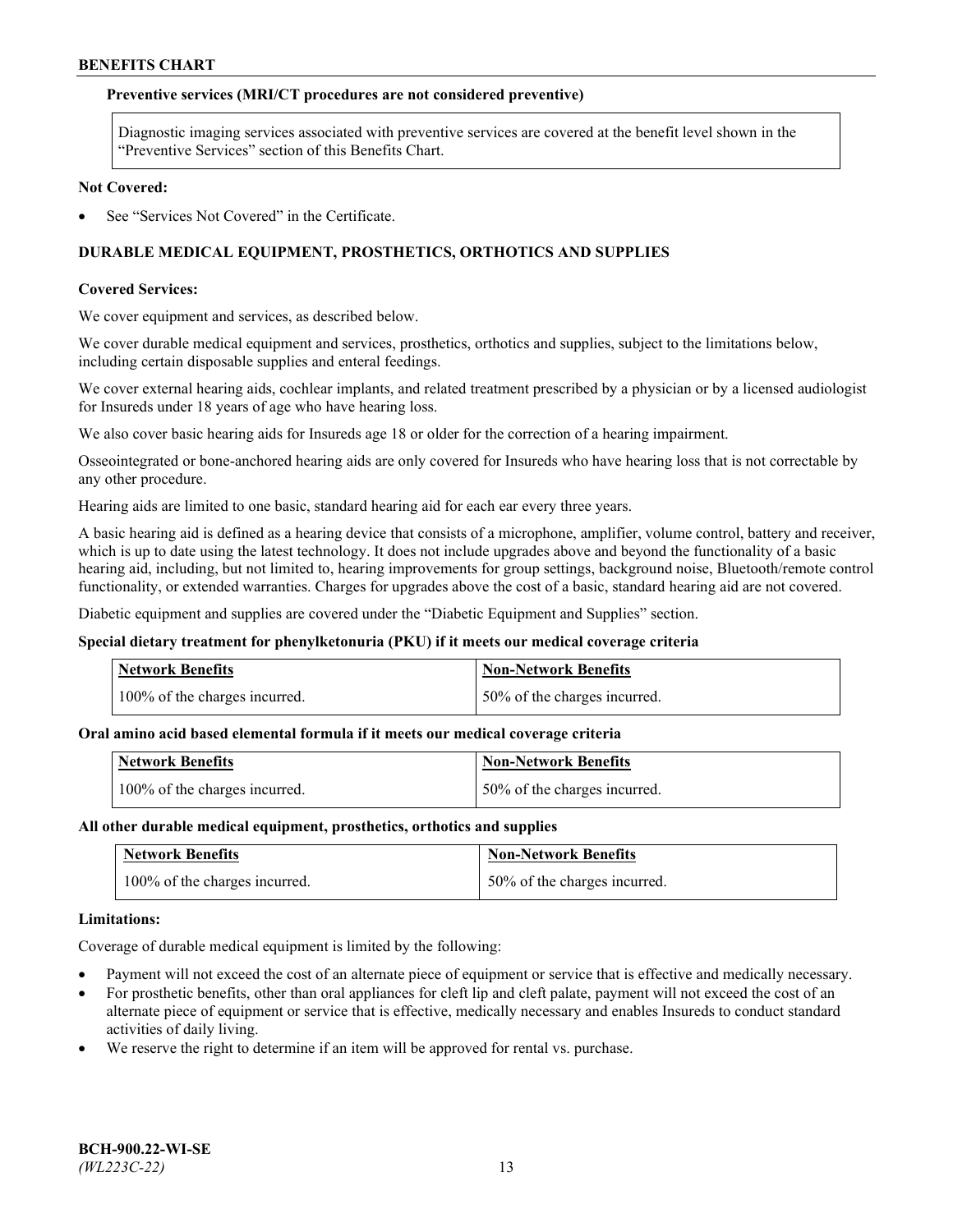**Preventive services (MRI/CT procedures are not considered preventive)**

| Diagnostic imaging services associated with preventive services are covered at the benefit level shown in the "Preventive Services" section of this Benefits Chart. |
|---|

**Not Covered:**

- See "Services Not Covered" in the Certificate.

## DURABLE MEDICAL EQUIPMENT, PROSTHETICS, ORTHOTICS AND SUPPLIES

**Covered Services:**

We cover equipment and services, as described below.

We cover durable medical equipment and services, prosthetics, orthotics and supplies, subject to the limitations below, including certain disposable supplies and enteral feedings.

We cover external hearing aids, cochlear implants, and related treatment prescribed by a physician or by a licensed audiologist for Insureds under 18 years of age who have hearing loss.

We also cover basic hearing aids for Insureds age 18 or older for the correction of a hearing impairment.

Osseointegrated or bone-anchored hearing aids are only covered for Insureds who have hearing loss that is not correctable by any other procedure.

Hearing aids are limited to one basic, standard hearing aid for each ear every three years.

A basic hearing aid is defined as a hearing device that consists of a microphone, amplifier, volume control, battery and receiver, which is up to date using the latest technology. It does not include upgrades above and beyond the functionality of a basic hearing aid, including, but not limited to, hearing improvements for group settings, background noise, Bluetooth/remote control functionality, or extended warranties. Charges for upgrades above the cost of a basic, standard hearing aid are not covered.

Diabetic equipment and supplies are covered under the "Diabetic Equipment and Supplies" section.

**Special dietary treatment for phenylketonuria (PKU) if it meets our medical coverage criteria**

| Network Benefits | Non-Network Benefits |
|---|---|
| 100% of the charges incurred. | 50% of the charges incurred. |

**Oral amino acid based elemental formula if it meets our medical coverage criteria**

| Network Benefits | Non-Network Benefits |
|---|---|
| 100% of the charges incurred. | 50% of the charges incurred. |

**All other durable medical equipment, prosthetics, orthotics and supplies**

| Network Benefits | Non-Network Benefits |
|---|---|
| 100% of the charges incurred. | 50% of the charges incurred. |

**Limitations:**

Coverage of durable medical equipment is limited by the following:

- Payment will not exceed the cost of an alternate piece of equipment or service that is effective and medically necessary.
- For prosthetic benefits, other than oral appliances for cleft lip and cleft palate, payment will not exceed the cost of an alternate piece of equipment or service that is effective, medically necessary and enables Insureds to conduct standard activities of daily living.
- We reserve the right to determine if an item will be approved for rental vs. purchase.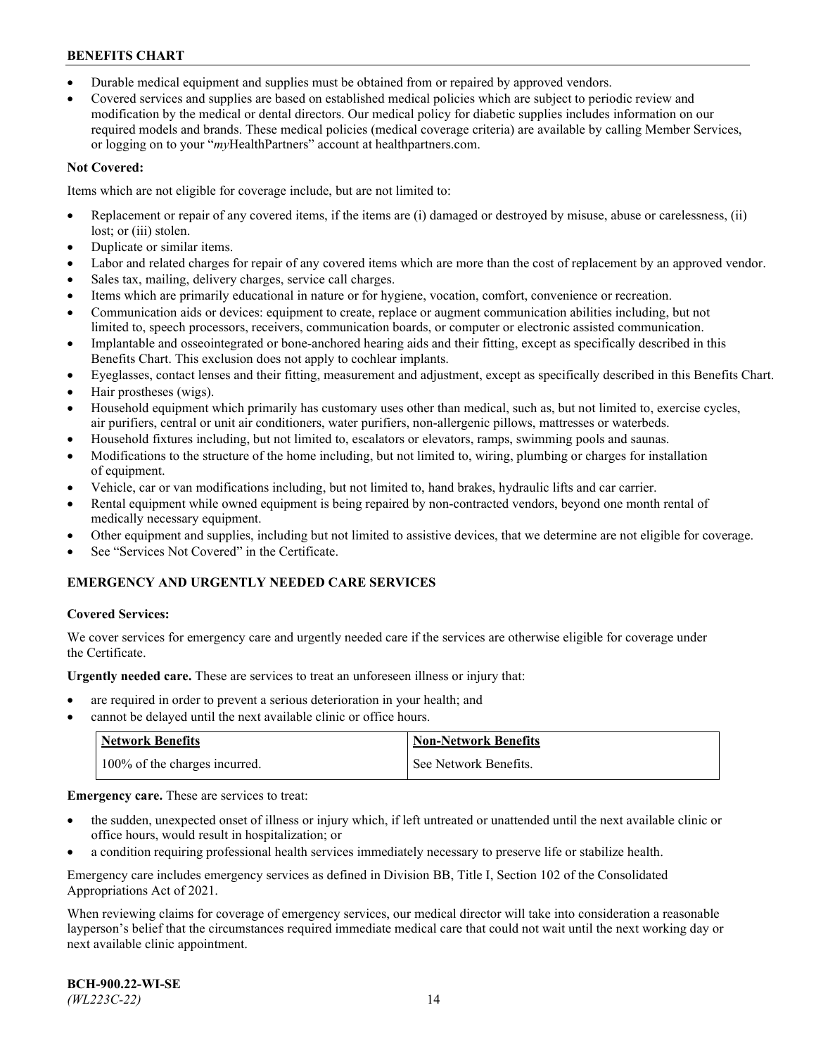- Durable medical equipment and supplies must be obtained from or repaired by approved vendors.
- Covered services and supplies are based on established medical policies which are subject to periodic review and modification by the medical or dental directors. Our medical policy for diabetic supplies includes information on our required models and brands. These medical policies (medical coverage criteria) are available by calling Member Services, or logging on to your "*my*HealthPartners" account at healthpartners.com.

**Not Covered:**

Items which are not eligible for coverage include, but are not limited to:

- Replacement or repair of any covered items, if the items are (i) damaged or destroyed by misuse, abuse or carelessness, (ii) lost; or (iii) stolen.
- Duplicate or similar items.
- Labor and related charges for repair of any covered items which are more than the cost of replacement by an approved vendor.
- Sales tax, mailing, delivery charges, service call charges.
- Items which are primarily educational in nature or for hygiene, vocation, comfort, convenience or recreation.
- Communication aids or devices: equipment to create, replace or augment communication abilities including, but not limited to, speech processors, receivers, communication boards, or computer or electronic assisted communication.
- Implantable and osseointegrated or bone-anchored hearing aids and their fitting, except as specifically described in this Benefits Chart. This exclusion does not apply to cochlear implants.
- Eyeglasses, contact lenses and their fitting, measurement and adjustment, except as specifically described in this Benefits Chart.
- Hair prostheses (wigs).
- Household equipment which primarily has customary uses other than medical, such as, but not limited to, exercise cycles, air purifiers, central or unit air conditioners, water purifiers, non-allergenic pillows, mattresses or waterbeds.
- Household fixtures including, but not limited to, escalators or elevators, ramps, swimming pools and saunas.
- Modifications to the structure of the home including, but not limited to, wiring, plumbing or charges for installation of equipment.
- Vehicle, car or van modifications including, but not limited to, hand brakes, hydraulic lifts and car carrier.
- Rental equipment while owned equipment is being repaired by non-contracted vendors, beyond one month rental of medically necessary equipment.
- Other equipment and supplies, including but not limited to assistive devices, that we determine are not eligible for coverage.
- See "Services Not Covered" in the Certificate.

## EMERGENCY AND URGENTLY NEEDED CARE SERVICES

**Covered Services:**

We cover services for emergency care and urgently needed care if the services are otherwise eligible for coverage under the Certificate.

**Urgently needed care.** These are services to treat an unforeseen illness or injury that:

- are required in order to prevent a serious deterioration in your health; and
- cannot be delayed until the next available clinic or office hours.

| Network Benefits | Non-Network Benefits |
|---|---|
| 100% of the charges incurred. | See Network Benefits. |

**Emergency care.** These are services to treat:

- the sudden, unexpected onset of illness or injury which, if left untreated or unattended until the next available clinic or office hours, would result in hospitalization; or
- a condition requiring professional health services immediately necessary to preserve life or stabilize health.

Emergency care includes emergency services as defined in Division BB, Title I, Section 102 of the Consolidated Appropriations Act of 2021.

When reviewing claims for coverage of emergency services, our medical director will take into consideration a reasonable layperson's belief that the circumstances required immediate medical care that could not wait until the next working day or next available clinic appointment.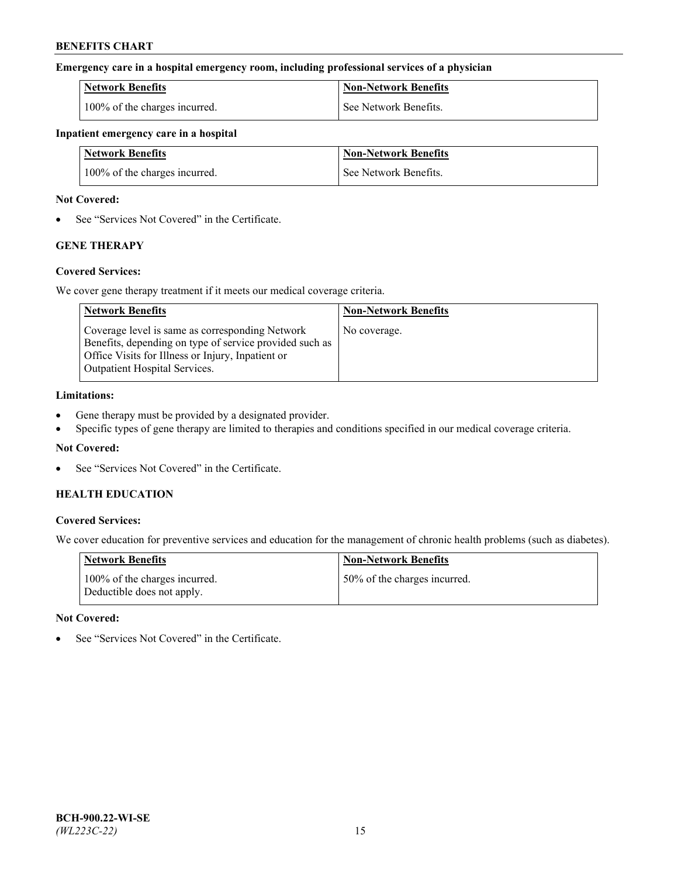**Emergency care in a hospital emergency room, including professional services of a physician**

| Network Benefits | Non-Network Benefits |
|---|---|
| 100% of the charges incurred. | See Network Benefits. |

**Inpatient emergency care in a hospital**

| Network Benefits | Non-Network Benefits |
|---|---|
| 100% of the charges incurred. | See Network Benefits. |

**Not Covered:**

- See "Services Not Covered" in the Certificate.

## GENE THERAPY

**Covered Services:**

We cover gene therapy treatment if it meets our medical coverage criteria.

| Network Benefits | Non-Network Benefits |
|---|---|
| Coverage level is same as corresponding Network Benefits, depending on type of service provided such as Office Visits for Illness or Injury, Inpatient or Outpatient Hospital Services. | No coverage. |

**Limitations:**

- Gene therapy must be provided by a designated provider.
- Specific types of gene therapy are limited to therapies and conditions specified in our medical coverage criteria.

**Not Covered:**

- See "Services Not Covered" in the Certificate.

## HEALTH EDUCATION

**Covered Services:**

We cover education for preventive services and education for the management of chronic health problems (such as diabetes).

| Network Benefits | Non-Network Benefits |
|---|---|
| 100% of the charges incurred. Deductible does not apply. | 50% of the charges incurred. |

**Not Covered:**

- See "Services Not Covered" in the Certificate.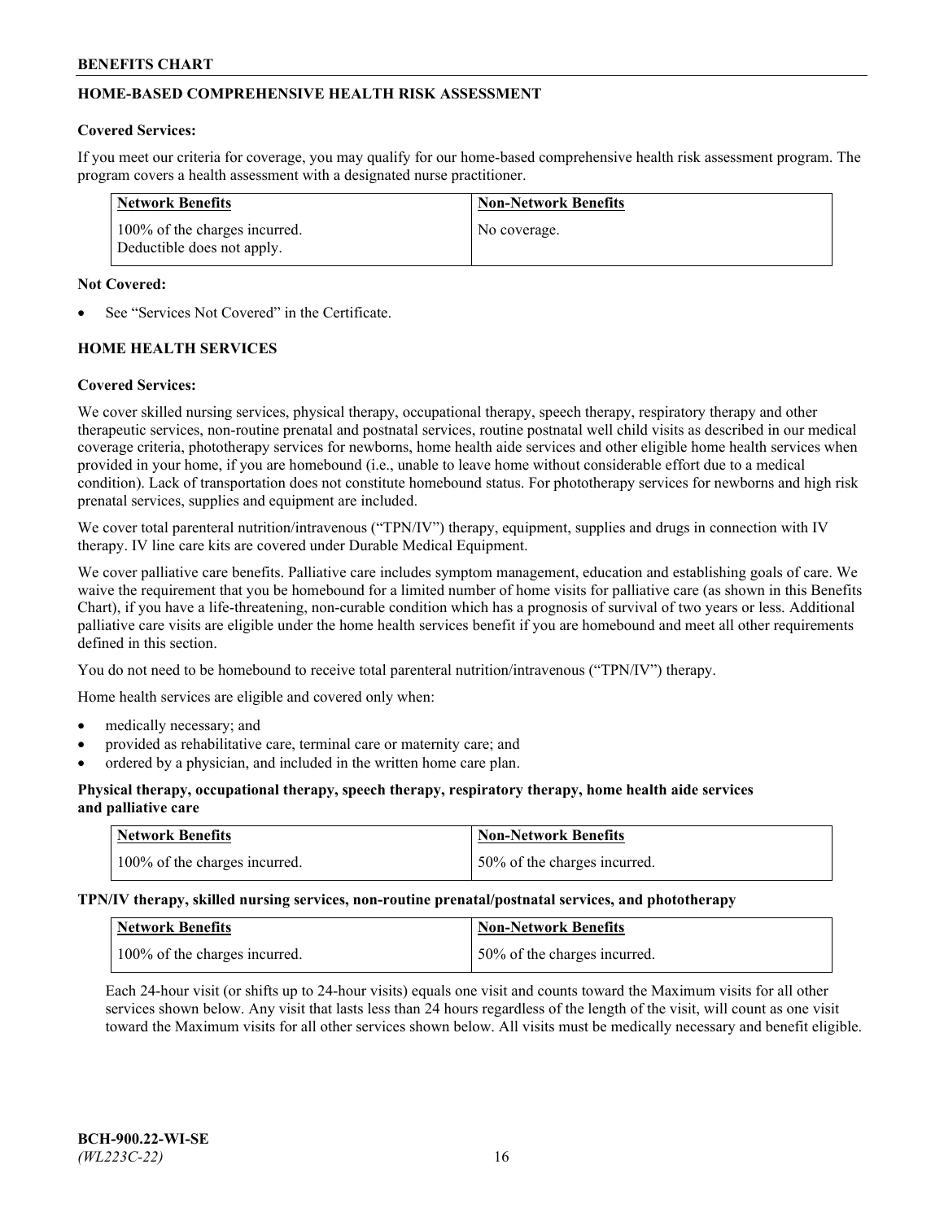## HOME-BASED COMPREHENSIVE HEALTH RISK ASSESSMENT

**Covered Services:**

If you meet our criteria for coverage, you may qualify for our home-based comprehensive health risk assessment program. The program covers a health assessment with a designated nurse practitioner.

| Network Benefits | Non-Network Benefits |
| --- | --- |
| 100% of the charges incurred. Deductible does not apply. | No coverage. |

**Not Covered:**

- See "Services Not Covered" in the Certificate.

## HOME HEALTH SERVICES

**Covered Services:**

We cover skilled nursing services, physical therapy, occupational therapy, speech therapy, respiratory therapy and other therapeutic services, non-routine prenatal and postnatal services, routine postnatal well child visits as described in our medical coverage criteria, phototherapy services for newborns, home health aide services and other eligible home health services when provided in your home, if you are homebound (i.e., unable to leave home without considerable effort due to a medical condition). Lack of transportation does not constitute homebound status. For phototherapy services for newborns and high risk prenatal services, supplies and equipment are included.

We cover total parenteral nutrition/intravenous ("TPN/IV") therapy, equipment, supplies and drugs in connection with IV therapy. IV line care kits are covered under Durable Medical Equipment.

We cover palliative care benefits. Palliative care includes symptom management, education and establishing goals of care. We waive the requirement that you be homebound for a limited number of home visits for palliative care (as shown in this Benefits Chart), if you have a life-threatening, non-curable condition which has a prognosis of survival of two years or less. Additional palliative care visits are eligible under the home health services benefit if you are homebound and meet all other requirements defined in this section.

You do not need to be homebound to receive total parenteral nutrition/intravenous ("TPN/IV") therapy.

Home health services are eligible and covered only when:

- medically necessary; and
- provided as rehabilitative care, terminal care or maternity care; and
- ordered by a physician, and included in the written home care plan.

**Physical therapy, occupational therapy, speech therapy, respiratory therapy, home health aide services and palliative care**

| Network Benefits | Non-Network Benefits |
| --- | --- |
| 100% of the charges incurred. | 50% of the charges incurred. |

**TPN/IV therapy, skilled nursing services, non-routine prenatal/postnatal services, and phototherapy**

| Network Benefits | Non-Network Benefits |
| --- | --- |
| 100% of the charges incurred. | 50% of the charges incurred. |

Each 24-hour visit (or shifts up to 24-hour visits) equals one visit and counts toward the Maximum visits for all other services shown below. Any visit that lasts less than 24 hours regardless of the length of the visit, will count as one visit toward the Maximum visits for all other services shown below. All visits must be medically necessary and benefit eligible.

BCH-900.22-WI-SE
*(WL223C-22)*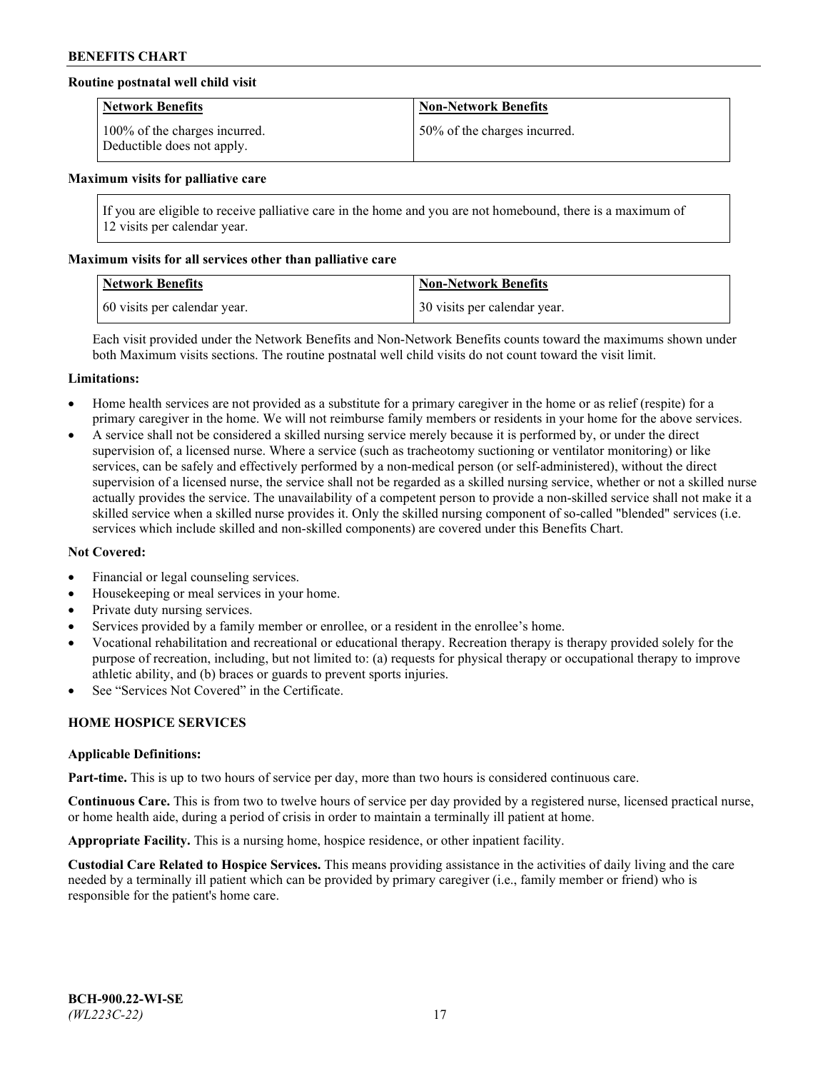**Routine postnatal well child visit**

| Network Benefits | Non-Network Benefits |
|---|---|
| 100% of the charges incurred. Deductible does not apply. | 50% of the charges incurred. |

**Maximum visits for palliative care**

| If you are eligible to receive palliative care in the home and you are not homebound, there is a maximum of 12 visits per calendar year. |
|---|

**Maximum visits for all services other than palliative care**

| Network Benefits | Non-Network Benefits |
|---|---|
| 60 visits per calendar year. | 30 visits per calendar year. |

Each visit provided under the Network Benefits and Non-Network Benefits counts toward the maximums shown under both Maximum visits sections. The routine postnatal well child visits do not count toward the visit limit.

**Limitations:**

- Home health services are not provided as a substitute for a primary caregiver in the home or as relief (respite) for a primary caregiver in the home. We will not reimburse family members or residents in your home for the above services.
- A service shall not be considered a skilled nursing service merely because it is performed by, or under the direct supervision of, a licensed nurse. Where a service (such as tracheotomy suctioning or ventilator monitoring) or like services, can be safely and effectively performed by a non-medical person (or self-administered), without the direct supervision of a licensed nurse, the service shall not be regarded as a skilled nursing service, whether or not a skilled nurse actually provides the service. The unavailability of a competent person to provide a non-skilled service shall not make it a skilled service when a skilled nurse provides it. Only the skilled nursing component of so-called "blended" services (i.e. services which include skilled and non-skilled components) are covered under this Benefits Chart.

**Not Covered:**

- Financial or legal counseling services.
- Housekeeping or meal services in your home.
- Private duty nursing services.
- Services provided by a family member or enrollee, or a resident in the enrollee's home.
- Vocational rehabilitation and recreational or educational therapy. Recreation therapy is therapy provided solely for the purpose of recreation, including, but not limited to: (a) requests for physical therapy or occupational therapy to improve athletic ability, and (b) braces or guards to prevent sports injuries.
- See "Services Not Covered" in the Certificate.

## HOME HOSPICE SERVICES

**Applicable Definitions:**

**Part-time.** This is up to two hours of service per day, more than two hours is considered continuous care.

**Continuous Care.** This is from two to twelve hours of service per day provided by a registered nurse, licensed practical nurse, or home health aide, during a period of crisis in order to maintain a terminally ill patient at home.

**Appropriate Facility.** This is a nursing home, hospice residence, or other inpatient facility.

**Custodial Care Related to Hospice Services.** This means providing assistance in the activities of daily living and the care needed by a terminally ill patient which can be provided by primary caregiver (i.e., family member or friend) who is responsible for the patient's home care.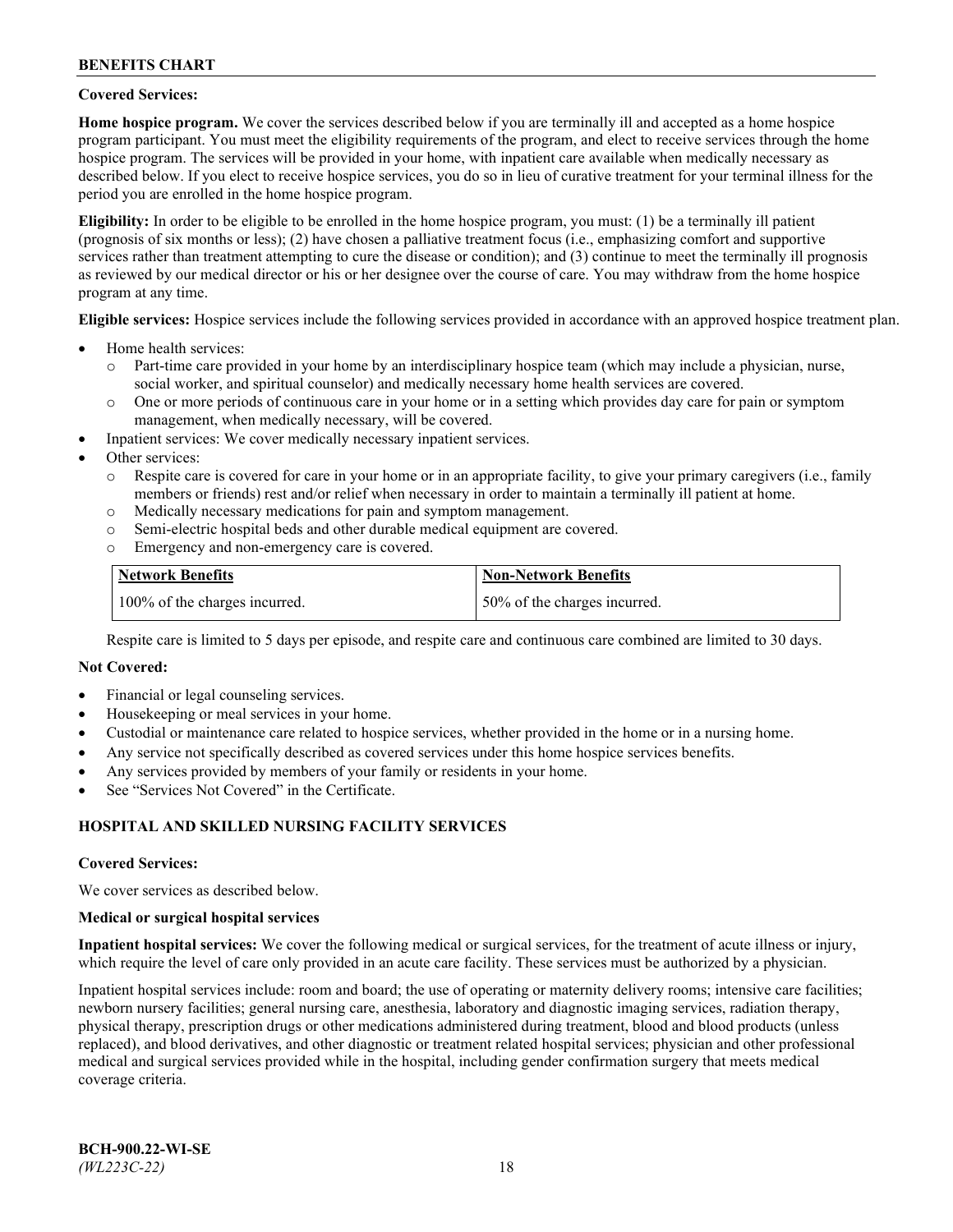**Covered Services:**

**Home hospice program.** We cover the services described below if you are terminally ill and accepted as a home hospice program participant. You must meet the eligibility requirements of the program, and elect to receive services through the home hospice program. The services will be provided in your home, with inpatient care available when medically necessary as described below. If you elect to receive hospice services, you do so in lieu of curative treatment for your terminal illness for the period you are enrolled in the home hospice program.

**Eligibility:** In order to be eligible to be enrolled in the home hospice program, you must: (1) be a terminally ill patient (prognosis of six months or less); (2) have chosen a palliative treatment focus (i.e., emphasizing comfort and supportive services rather than treatment attempting to cure the disease or condition); and (3) continue to meet the terminally ill prognosis as reviewed by our medical director or his or her designee over the course of care. You may withdraw from the home hospice program at any time.

**Eligible services:** Hospice services include the following services provided in accordance with an approved hospice treatment plan.

- Home health services:
  - Part-time care provided in your home by an interdisciplinary hospice team (which may include a physician, nurse, social worker, and spiritual counselor) and medically necessary home health services are covered.
  - One or more periods of continuous care in your home or in a setting which provides day care for pain or symptom management, when medically necessary, will be covered.
- Inpatient services: We cover medically necessary inpatient services.
- Other services:
  - Respite care is covered for care in your home or in an appropriate facility, to give your primary caregivers (i.e., family members or friends) rest and/or relief when necessary in order to maintain a terminally ill patient at home.
  - Medically necessary medications for pain and symptom management.
  - Semi-electric hospital beds and other durable medical equipment are covered.
  - Emergency and non-emergency care is covered.

| Network Benefits | Non-Network Benefits |
|---|---|
| 100% of the charges incurred. | 50% of the charges incurred. |

Respite care is limited to 5 days per episode, and respite care and continuous care combined are limited to 30 days.

**Not Covered:**

- Financial or legal counseling services.
- Housekeeping or meal services in your home.
- Custodial or maintenance care related to hospice services, whether provided in the home or in a nursing home.
- Any service not specifically described as covered services under this home hospice services benefits.
- Any services provided by members of your family or residents in your home.
- See "Services Not Covered" in the Certificate.

## HOSPITAL AND SKILLED NURSING FACILITY SERVICES

**Covered Services:**

We cover services as described below.

**Medical or surgical hospital services**

**Inpatient hospital services:** We cover the following medical or surgical services, for the treatment of acute illness or injury, which require the level of care only provided in an acute care facility. These services must be authorized by a physician.

Inpatient hospital services include: room and board; the use of operating or maternity delivery rooms; intensive care facilities; newborn nursery facilities; general nursing care, anesthesia, laboratory and diagnostic imaging services, radiation therapy, physical therapy, prescription drugs or other medications administered during treatment, blood and blood products (unless replaced), and blood derivatives, and other diagnostic or treatment related hospital services; physician and other professional medical and surgical services provided while in the hospital, including gender confirmation surgery that meets medical coverage criteria.

**BCH-900.22-WI-SE**
*(WL223C-22)*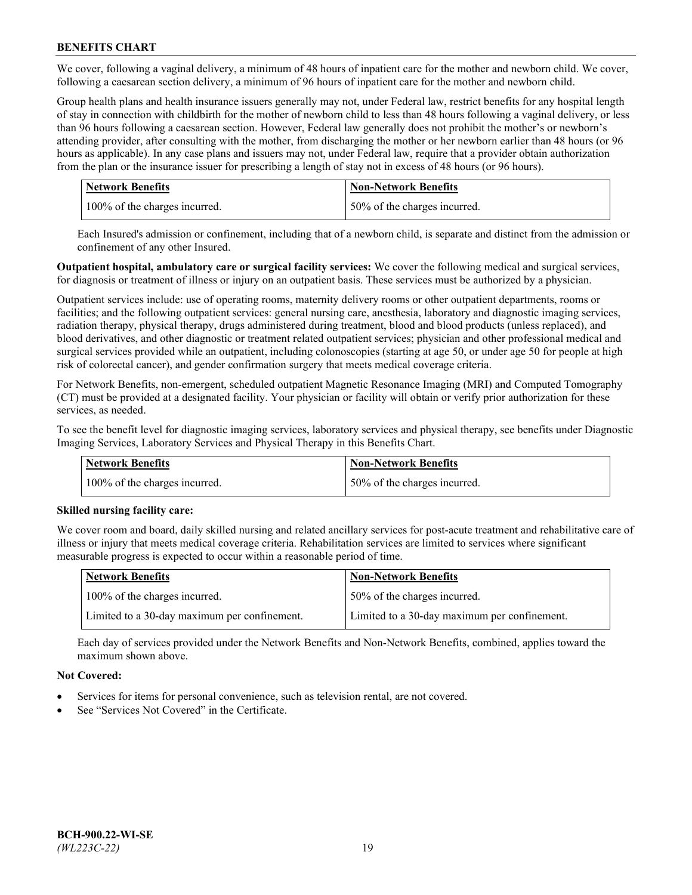We cover, following a vaginal delivery, a minimum of 48 hours of inpatient care for the mother and newborn child. We cover, following a caesarean section delivery, a minimum of 96 hours of inpatient care for the mother and newborn child.

Group health plans and health insurance issuers generally may not, under Federal law, restrict benefits for any hospital length of stay in connection with childbirth for the mother of newborn child to less than 48 hours following a vaginal delivery, or less than 96 hours following a caesarean section. However, Federal law generally does not prohibit the mother's or newborn's attending provider, after consulting with the mother, from discharging the mother or her newborn earlier than 48 hours (or 96 hours as applicable). In any case plans and issuers may not, under Federal law, require that a provider obtain authorization from the plan or the insurance issuer for prescribing a length of stay not in excess of 48 hours (or 96 hours).

| Network Benefits | Non-Network Benefits |
| --- | --- |
| 100% of the charges incurred. | 50% of the charges incurred. |

Each Insured's admission or confinement, including that of a newborn child, is separate and distinct from the admission or confinement of any other Insured.

**Outpatient hospital, ambulatory care or surgical facility services:** We cover the following medical and surgical services, for diagnosis or treatment of illness or injury on an outpatient basis. These services must be authorized by a physician.

Outpatient services include: use of operating rooms, maternity delivery rooms or other outpatient departments, rooms or facilities; and the following outpatient services: general nursing care, anesthesia, laboratory and diagnostic imaging services, radiation therapy, physical therapy, drugs administered during treatment, blood and blood products (unless replaced), and blood derivatives, and other diagnostic or treatment related outpatient services; physician and other professional medical and surgical services provided while an outpatient, including colonoscopies (starting at age 50, or under age 50 for people at high risk of colorectal cancer), and gender confirmation surgery that meets medical coverage criteria.

For Network Benefits, non-emergent, scheduled outpatient Magnetic Resonance Imaging (MRI) and Computed Tomography (CT) must be provided at a designated facility. Your physician or facility will obtain or verify prior authorization for these services, as needed.

To see the benefit level for diagnostic imaging services, laboratory services and physical therapy, see benefits under Diagnostic Imaging Services, Laboratory Services and Physical Therapy in this Benefits Chart.

| Network Benefits | Non-Network Benefits |
| --- | --- |
| 100% of the charges incurred. | 50% of the charges incurred. |

**Skilled nursing facility care:**

We cover room and board, daily skilled nursing and related ancillary services for post-acute treatment and rehabilitative care of illness or injury that meets medical coverage criteria. Rehabilitation services are limited to services where significant measurable progress is expected to occur within a reasonable period of time.

| Network Benefits | Non-Network Benefits |
| --- | --- |
| 100% of the charges incurred. | 50% of the charges incurred. |
| Limited to a 30-day maximum per confinement. | Limited to a 30-day maximum per confinement. |

Each day of services provided under the Network Benefits and Non-Network Benefits, combined, applies toward the maximum shown above.

**Not Covered:**

- Services for items for personal convenience, such as television rental, are not covered.
- See "Services Not Covered" in the Certificate.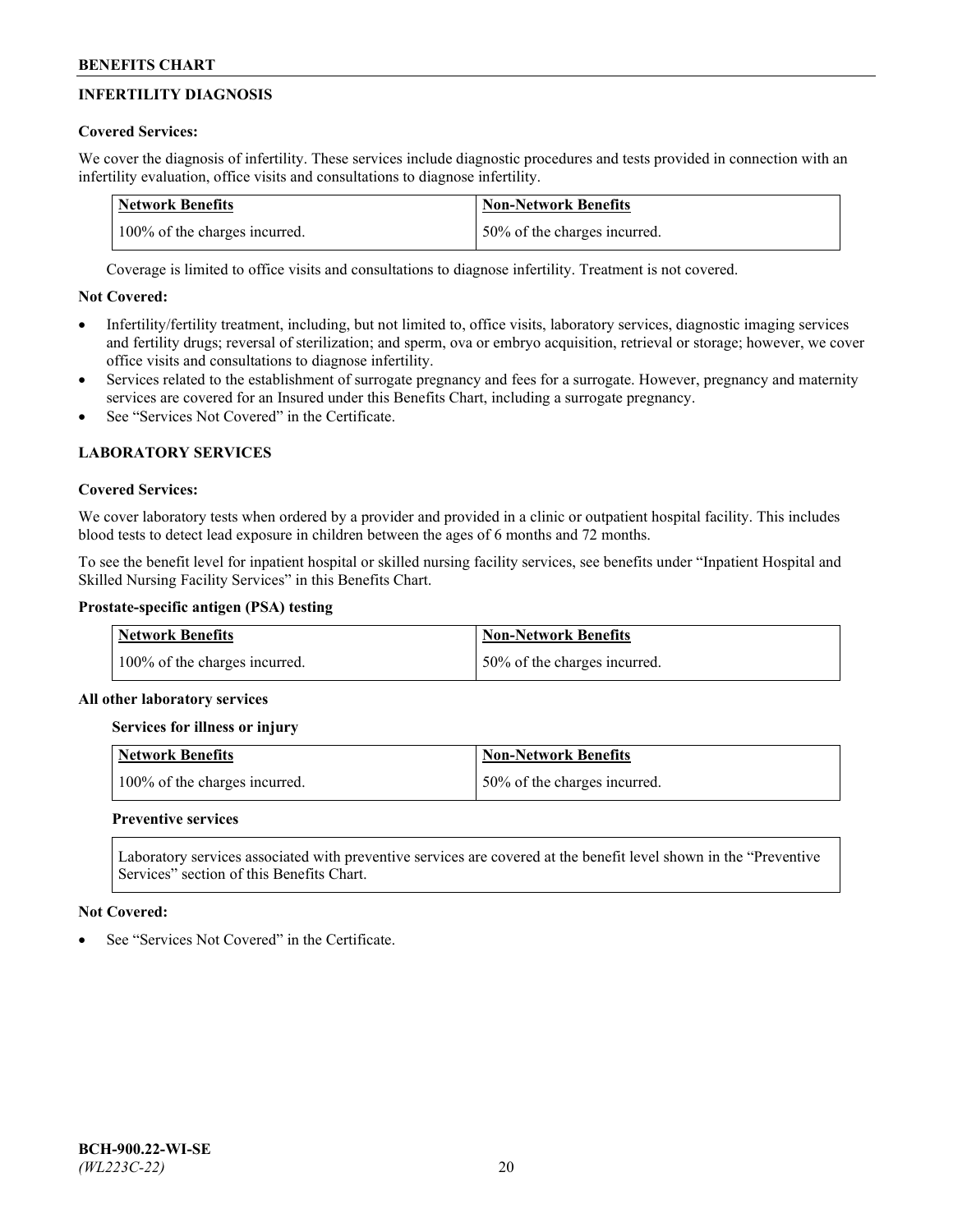## INFERTILITY DIAGNOSIS

**Covered Services:**

We cover the diagnosis of infertility. These services include diagnostic procedures and tests provided in connection with an infertility evaluation, office visits and consultations to diagnose infertility.

| Network Benefits | Non-Network Benefits |
| --- | --- |
| 100% of the charges incurred. | 50% of the charges incurred. |

Coverage is limited to office visits and consultations to diagnose infertility. Treatment is not covered.

**Not Covered:**

- Infertility/fertility treatment, including, but not limited to, office visits, laboratory services, diagnostic imaging services and fertility drugs; reversal of sterilization; and sperm, ova or embryo acquisition, retrieval or storage; however, we cover office visits and consultations to diagnose infertility.
- Services related to the establishment of surrogate pregnancy and fees for a surrogate. However, pregnancy and maternity services are covered for an Insured under this Benefits Chart, including a surrogate pregnancy.
- See "Services Not Covered" in the Certificate.

## LABORATORY SERVICES

**Covered Services:**

We cover laboratory tests when ordered by a provider and provided in a clinic or outpatient hospital facility. This includes blood tests to detect lead exposure in children between the ages of 6 months and 72 months.

To see the benefit level for inpatient hospital or skilled nursing facility services, see benefits under "Inpatient Hospital and Skilled Nursing Facility Services" in this Benefits Chart.

**Prostate-specific antigen (PSA) testing**

| Network Benefits | Non-Network Benefits |
| --- | --- |
| 100% of the charges incurred. | 50% of the charges incurred. |

**All other laboratory services**

**Services for illness or injury**

| Network Benefits | Non-Network Benefits |
| --- | --- |
| 100% of the charges incurred. | 50% of the charges incurred. |

**Preventive services**

Laboratory services associated with preventive services are covered at the benefit level shown in the "Preventive Services" section of this Benefits Chart.

**Not Covered:**

- See "Services Not Covered" in the Certificate.

BCH-900.22-WI-SE
*(WL223C-22)*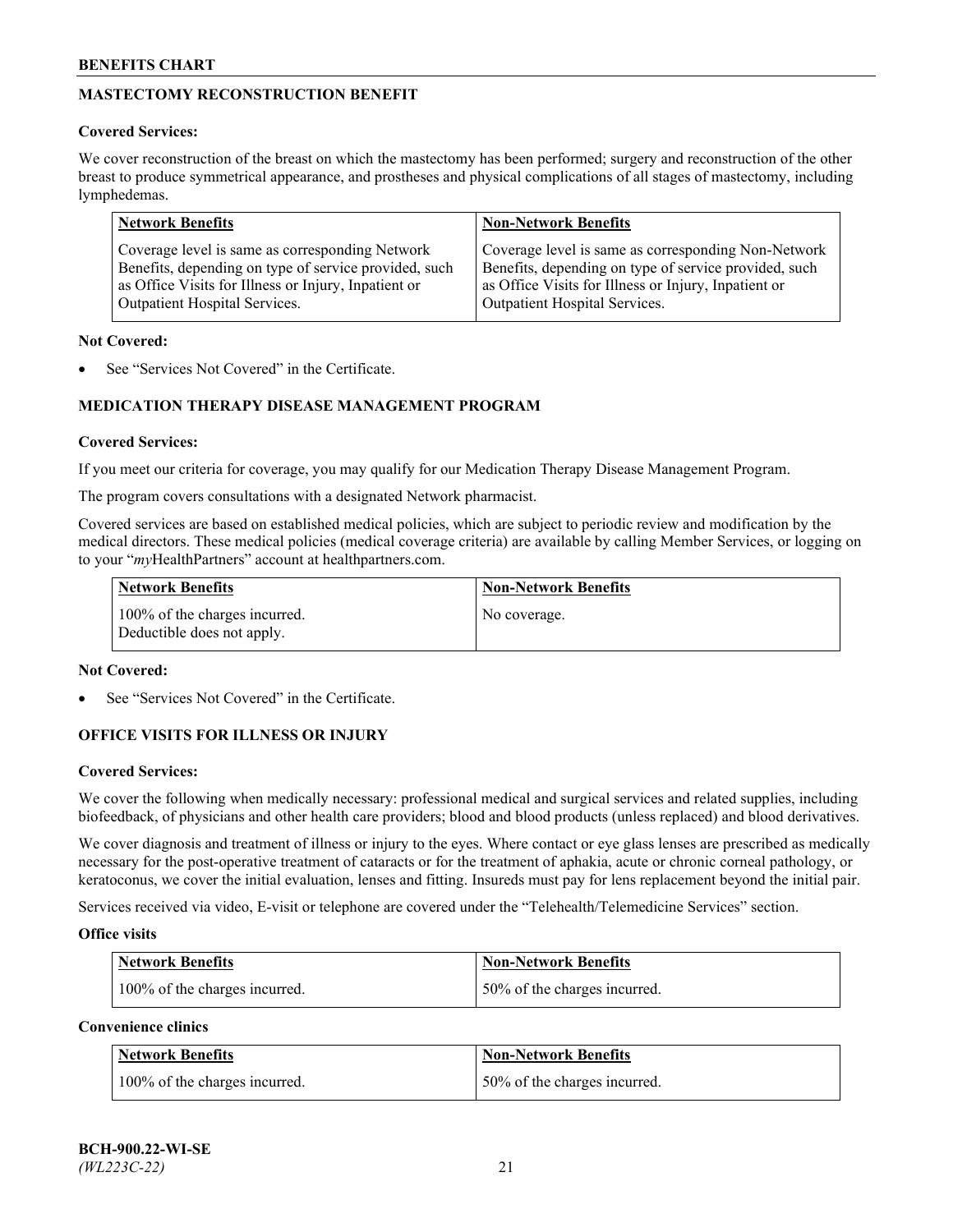## MASTECTOMY RECONSTRUCTION BENEFIT

**Covered Services:**

We cover reconstruction of the breast on which the mastectomy has been performed; surgery and reconstruction of the other breast to produce symmetrical appearance, and prostheses and physical complications of all stages of mastectomy, including lymphedemas.

| Network Benefits | Non-Network Benefits |
|---|---|
| Coverage level is same as corresponding Network Benefits, depending on type of service provided, such as Office Visits for Illness or Injury, Inpatient or Outpatient Hospital Services. | Coverage level is same as corresponding Non-Network Benefits, depending on type of service provided, such as Office Visits for Illness or Injury, Inpatient or Outpatient Hospital Services. |

**Not Covered:**

- See "Services Not Covered" in the Certificate.

## MEDICATION THERAPY DISEASE MANAGEMENT PROGRAM

**Covered Services:**

If you meet our criteria for coverage, you may qualify for our Medication Therapy Disease Management Program.

The program covers consultations with a designated Network pharmacist.

Covered services are based on established medical policies, which are subject to periodic review and modification by the medical directors. These medical policies (medical coverage criteria) are available by calling Member Services, or logging on to your "*my*HealthPartners" account at healthpartners.com.

| Network Benefits | Non-Network Benefits |
|---|---|
| 100% of the charges incurred. Deductible does not apply. | No coverage. |

**Not Covered:**

- See "Services Not Covered" in the Certificate.

## OFFICE VISITS FOR ILLNESS OR INJURY

**Covered Services:**

We cover the following when medically necessary: professional medical and surgical services and related supplies, including biofeedback, of physicians and other health care providers; blood and blood products (unless replaced) and blood derivatives.

We cover diagnosis and treatment of illness or injury to the eyes. Where contact or eye glass lenses are prescribed as medically necessary for the post-operative treatment of cataracts or for the treatment of aphakia, acute or chronic corneal pathology, or keratoconus, we cover the initial evaluation, lenses and fitting. Insureds must pay for lens replacement beyond the initial pair.

Services received via video, E-visit or telephone are covered under the "Telehealth/Telemedicine Services" section.

**Office visits**

| Network Benefits | Non-Network Benefits |
|---|---|
| 100% of the charges incurred. | 50% of the charges incurred. |

**Convenience clinics**

| Network Benefits | Non-Network Benefits |
|---|---|
| 100% of the charges incurred. | 50% of the charges incurred. |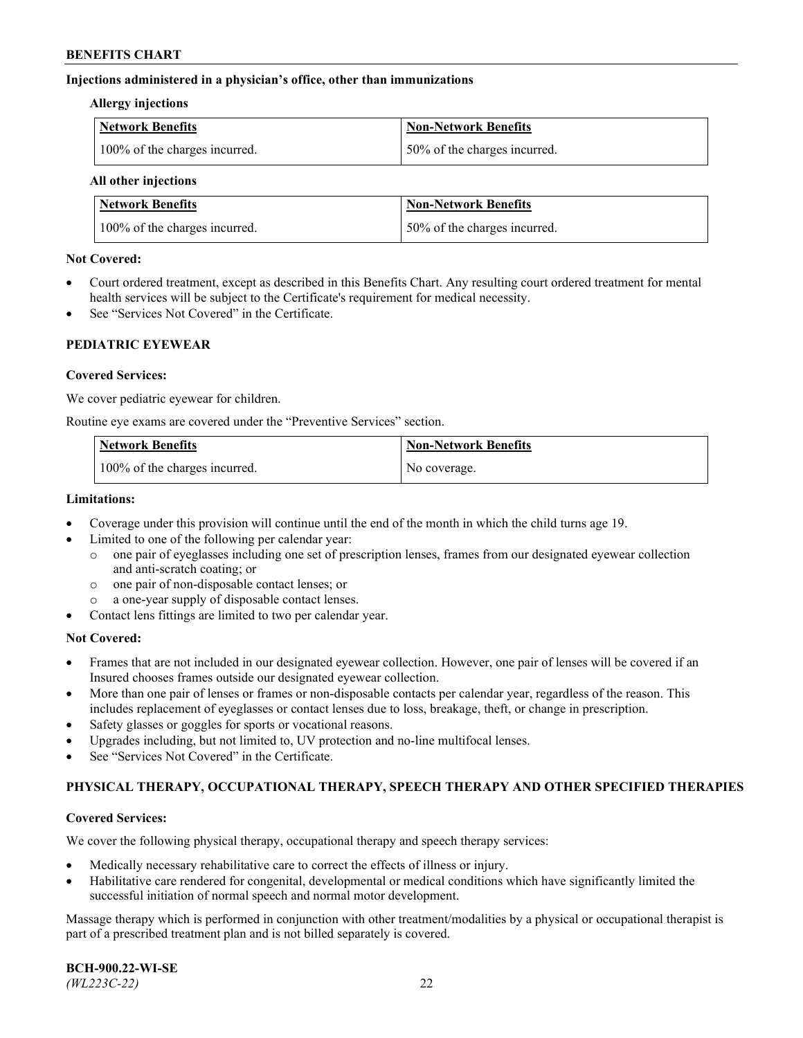**Injections administered in a physician's office, other than immunizations**

**Allergy injections**

| Network Benefits | Non-Network Benefits |
|---|---|
| 100% of the charges incurred. | 50% of the charges incurred. |

**All other injections**

| Network Benefits | Non-Network Benefits |
|---|---|
| 100% of the charges incurred. | 50% of the charges incurred. |

**Not Covered:**

- Court ordered treatment, except as described in this Benefits Chart. Any resulting court ordered treatment for mental health services will be subject to the Certificate's requirement for medical necessity.
- See "Services Not Covered" in the Certificate.

## PEDIATRIC EYEWEAR

**Covered Services:**

We cover pediatric eyewear for children.

Routine eye exams are covered under the "Preventive Services" section.

| Network Benefits | Non-Network Benefits |
|---|---|
| 100% of the charges incurred. | No coverage. |

**Limitations:**

- Coverage under this provision will continue until the end of the month in which the child turns age 19.
- Limited to one of the following per calendar year:
  - one pair of eyeglasses including one set of prescription lenses, frames from our designated eyewear collection and anti-scratch coating; or
  - one pair of non-disposable contact lenses; or
  - a one-year supply of disposable contact lenses.
- Contact lens fittings are limited to two per calendar year.

**Not Covered:**

- Frames that are not included in our designated eyewear collection. However, one pair of lenses will be covered if an Insured chooses frames outside our designated eyewear collection.
- More than one pair of lenses or frames or non-disposable contacts per calendar year, regardless of the reason. This includes replacement of eyeglasses or contact lenses due to loss, breakage, theft, or change in prescription.
- Safety glasses or goggles for sports or vocational reasons.
- Upgrades including, but not limited to, UV protection and no-line multifocal lenses.
- See "Services Not Covered" in the Certificate.

## PHYSICAL THERAPY, OCCUPATIONAL THERAPY, SPEECH THERAPY AND OTHER SPECIFIED THERAPIES

**Covered Services:**

We cover the following physical therapy, occupational therapy and speech therapy services:

- Medically necessary rehabilitative care to correct the effects of illness or injury.
- Habilitative care rendered for congenital, developmental or medical conditions which have significantly limited the successful initiation of normal speech and normal motor development.

Massage therapy which is performed in conjunction with other treatment/modalities by a physical or occupational therapist is part of a prescribed treatment plan and is not billed separately is covered.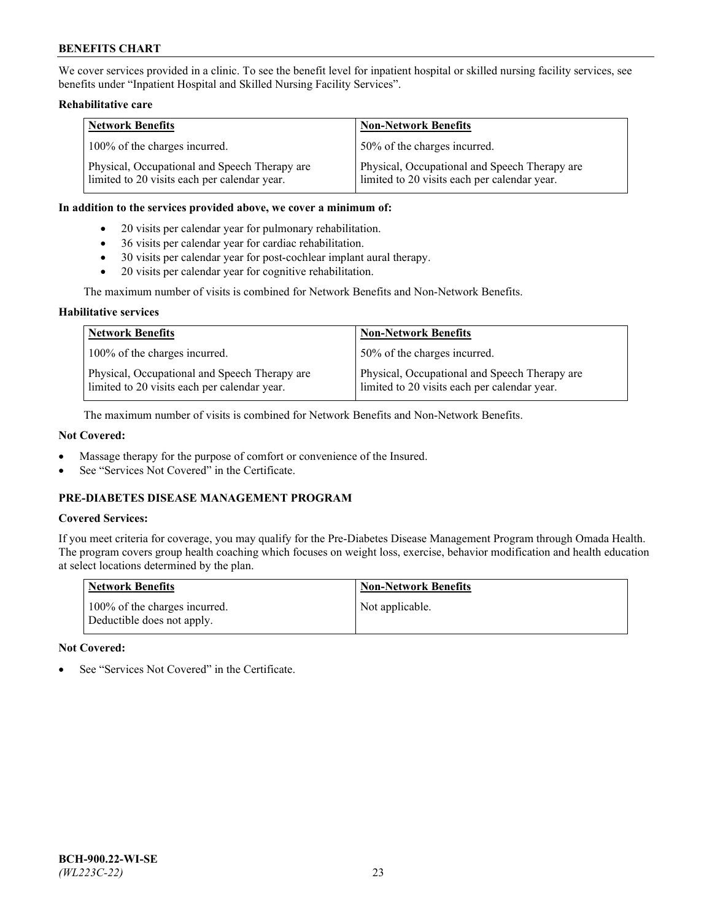We cover services provided in a clinic. To see the benefit level for inpatient hospital or skilled nursing facility services, see benefits under "Inpatient Hospital and Skilled Nursing Facility Services".

**Rehabilitative care**

| Network Benefits | Non-Network Benefits |
| --- | --- |
| 100% of the charges incurred. | 50% of the charges incurred. |
| Physical, Occupational and Speech Therapy are limited to 20 visits each per calendar year. | Physical, Occupational and Speech Therapy are limited to 20 visits each per calendar year. |

**In addition to the services provided above, we cover a minimum of:**

- 20 visits per calendar year for pulmonary rehabilitation.
- 36 visits per calendar year for cardiac rehabilitation.
- 30 visits per calendar year for post-cochlear implant aural therapy.
- 20 visits per calendar year for cognitive rehabilitation.

The maximum number of visits is combined for Network Benefits and Non-Network Benefits.

**Habilitative services**

| Network Benefits | Non-Network Benefits |
| --- | --- |
| 100% of the charges incurred. | 50% of the charges incurred. |
| Physical, Occupational and Speech Therapy are limited to 20 visits each per calendar year. | Physical, Occupational and Speech Therapy are limited to 20 visits each per calendar year. |

The maximum number of visits is combined for Network Benefits and Non-Network Benefits.

**Not Covered:**

- Massage therapy for the purpose of comfort or convenience of the Insured.
- See "Services Not Covered" in the Certificate.

## PRE-DIABETES DISEASE MANAGEMENT PROGRAM

**Covered Services:**

If you meet criteria for coverage, you may qualify for the Pre-Diabetes Disease Management Program through Omada Health. The program covers group health coaching which focuses on weight loss, exercise, behavior modification and health education at select locations determined by the plan.

| Network Benefits | Non-Network Benefits |
| --- | --- |
| 100% of the charges incurred. Deductible does not apply. | Not applicable. |

**Not Covered:**

- See "Services Not Covered" in the Certificate.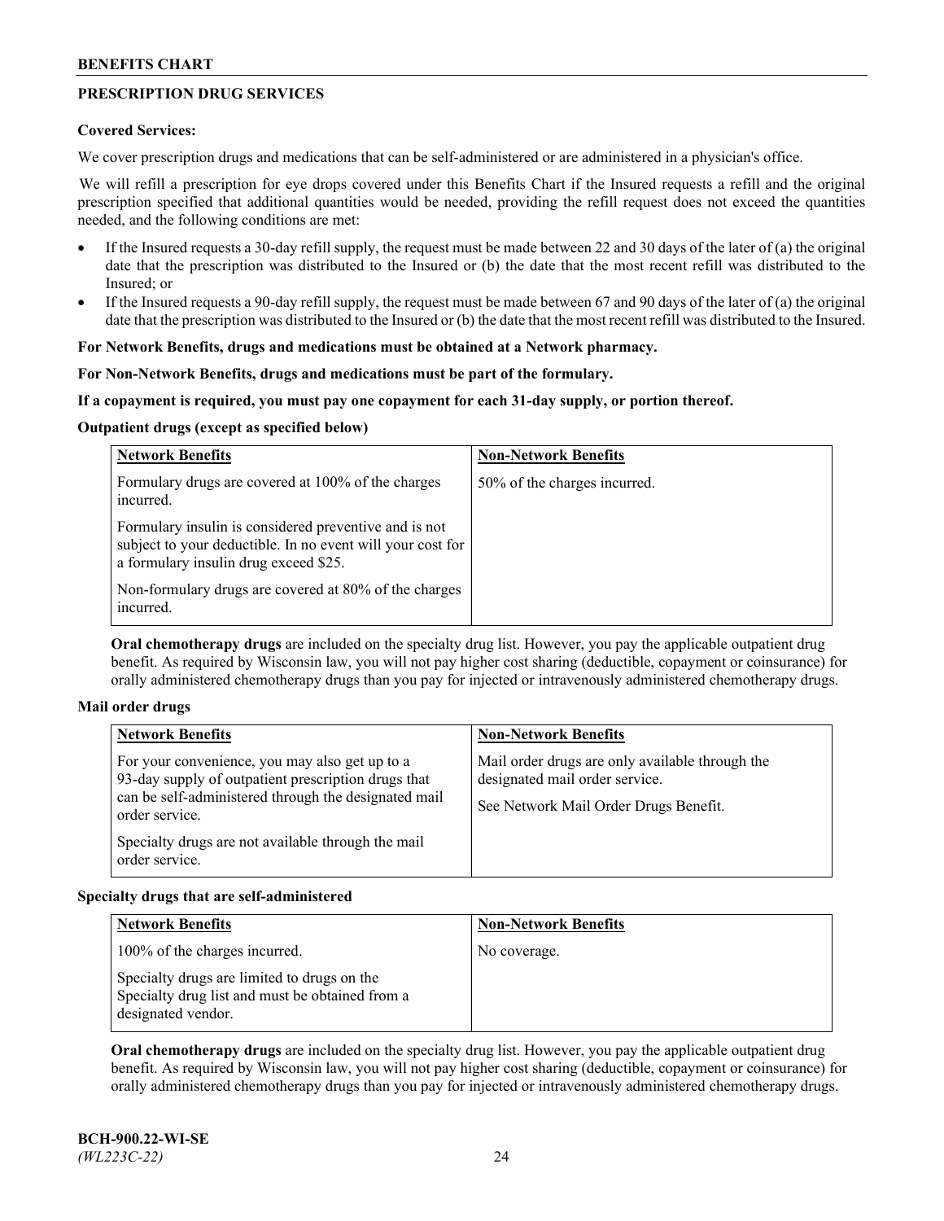## PRESCRIPTION DRUG SERVICES

**Covered Services:**

We cover prescription drugs and medications that can be self-administered or are administered in a physician's office.

We will refill a prescription for eye drops covered under this Benefits Chart if the Insured requests a refill and the original prescription specified that additional quantities would be needed, providing the refill request does not exceed the quantities needed, and the following conditions are met:

- If the Insured requests a 30-day refill supply, the request must be made between 22 and 30 days of the later of (a) the original date that the prescription was distributed to the Insured or (b) the date that the most recent refill was distributed to the Insured; or
- If the Insured requests a 90-day refill supply, the request must be made between 67 and 90 days of the later of (a) the original date that the prescription was distributed to the Insured or (b) the date that the most recent refill was distributed to the Insured.

**For Network Benefits, drugs and medications must be obtained at a Network pharmacy.**

**For Non-Network Benefits, drugs and medications must be part of the formulary.**

**If a copayment is required, you must pay one copayment for each 31-day supply, or portion thereof.**

**Outpatient drugs (except as specified below)**

| Network Benefits | Non-Network Benefits |
|---|---|
| Formulary drugs are covered at 100% of the charges incurred.<br><br>Formulary insulin is considered preventive and is not subject to your deductible. In no event will your cost for a formulary insulin drug exceed $25.<br><br>Non-formulary drugs are covered at 80% of the charges incurred. | 50% of the charges incurred. |

**Oral chemotherapy drugs** are included on the specialty drug list. However, you pay the applicable outpatient drug benefit. As required by Wisconsin law, you will not pay higher cost sharing (deductible, copayment or coinsurance) for orally administered chemotherapy drugs than you pay for injected or intravenously administered chemotherapy drugs.

**Mail order drugs**

| Network Benefits | Non-Network Benefits |
|---|---|
| For your convenience, you may also get up to a 93-day supply of outpatient prescription drugs that can be self-administered through the designated mail order service.<br><br>Specialty drugs are not available through the mail order service. | Mail order drugs are only available through the designated mail order service.<br><br>See Network Mail Order Drugs Benefit. |

**Specialty drugs that are self-administered**

| Network Benefits | Non-Network Benefits |
|---|---|
| 100% of the charges incurred.<br><br>Specialty drugs are limited to drugs on the Specialty drug list and must be obtained from a designated vendor. | No coverage. |

**Oral chemotherapy drugs** are included on the specialty drug list. However, you pay the applicable outpatient drug benefit. As required by Wisconsin law, you will not pay higher cost sharing (deductible, copayment or coinsurance) for orally administered chemotherapy drugs than you pay for injected or intravenously administered chemotherapy drugs.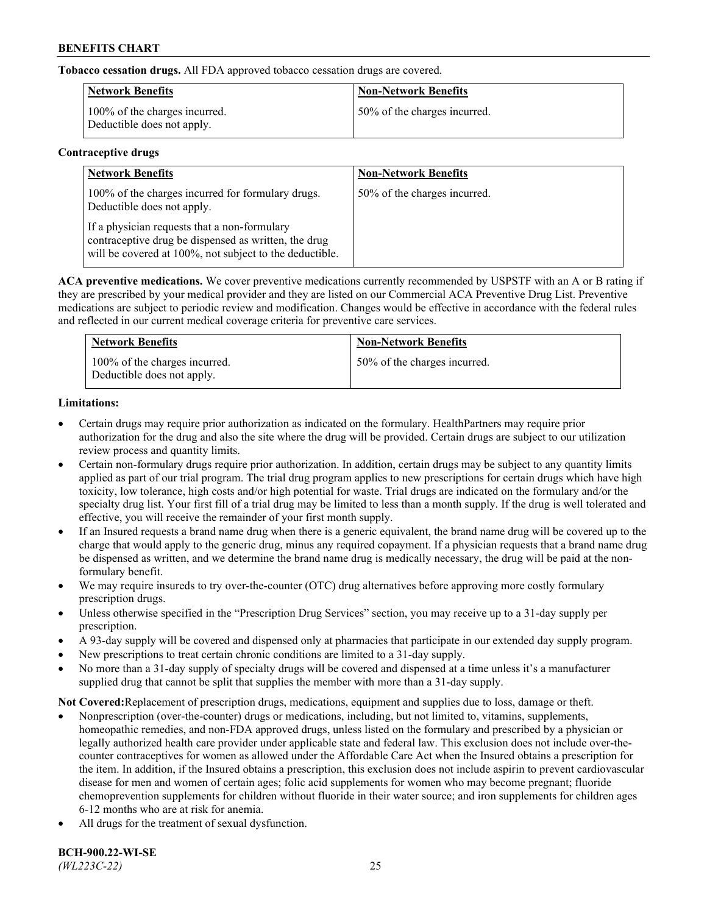**Tobacco cessation drugs.** All FDA approved tobacco cessation drugs are covered.

| Network Benefits | Non-Network Benefits |
|---|---|
| 100% of the charges incurred. Deductible does not apply. | 50% of the charges incurred. |

**Contraceptive drugs**

| Network Benefits | Non-Network Benefits |
|---|---|
| 100% of the charges incurred for formulary drugs. Deductible does not apply.<br><br>If a physician requests that a non-formulary contraceptive drug be dispensed as written, the drug will be covered at 100%, not subject to the deductible. | 50% of the charges incurred. |

**ACA preventive medications.** We cover preventive medications currently recommended by USPSTF with an A or B rating if they are prescribed by your medical provider and they are listed on our Commercial ACA Preventive Drug List. Preventive medications are subject to periodic review and modification. Changes would be effective in accordance with the federal rules and reflected in our current medical coverage criteria for preventive care services.

| Network Benefits | Non-Network Benefits |
|---|---|
| 100% of the charges incurred. Deductible does not apply. | 50% of the charges incurred. |

**Limitations:**

- Certain drugs may require prior authorization as indicated on the formulary. HealthPartners may require prior authorization for the drug and also the site where the drug will be provided. Certain drugs are subject to our utilization review process and quantity limits.
- Certain non-formulary drugs require prior authorization. In addition, certain drugs may be subject to any quantity limits applied as part of our trial program. The trial drug program applies to new prescriptions for certain drugs which have high toxicity, low tolerance, high costs and/or high potential for waste. Trial drugs are indicated on the formulary and/or the specialty drug list. Your first fill of a trial drug may be limited to less than a month supply. If the drug is well tolerated and effective, you will receive the remainder of your first month supply.
- If an Insured requests a brand name drug when there is a generic equivalent, the brand name drug will be covered up to the charge that would apply to the generic drug, minus any required copayment. If a physician requests that a brand name drug be dispensed as written, and we determine the brand name drug is medically necessary, the drug will be paid at the non-formulary benefit.
- We may require insureds to try over-the-counter (OTC) drug alternatives before approving more costly formulary prescription drugs.
- Unless otherwise specified in the "Prescription Drug Services" section, you may receive up to a 31-day supply per prescription.
- A 93-day supply will be covered and dispensed only at pharmacies that participate in our extended day supply program.
- New prescriptions to treat certain chronic conditions are limited to a 31-day supply.
- No more than a 31-day supply of specialty drugs will be covered and dispensed at a time unless it's a manufacturer supplied drug that cannot be split that supplies the member with more than a 31-day supply.

**Not Covered:**Replacement of prescription drugs, medications, equipment and supplies due to loss, damage or theft.

- Nonprescription (over-the-counter) drugs or medications, including, but not limited to, vitamins, supplements, homeopathic remedies, and non-FDA approved drugs, unless listed on the formulary and prescribed by a physician or legally authorized health care provider under applicable state and federal law. This exclusion does not include over-the-counter contraceptives for women as allowed under the Affordable Care Act when the Insured obtains a prescription for the item. In addition, if the Insured obtains a prescription, this exclusion does not include aspirin to prevent cardiovascular disease for men and women of certain ages; folic acid supplements for women who may become pregnant; fluoride chemoprevention supplements for children without fluoride in their water source; and iron supplements for children ages 6-12 months who are at risk for anemia.
- All drugs for the treatment of sexual dysfunction.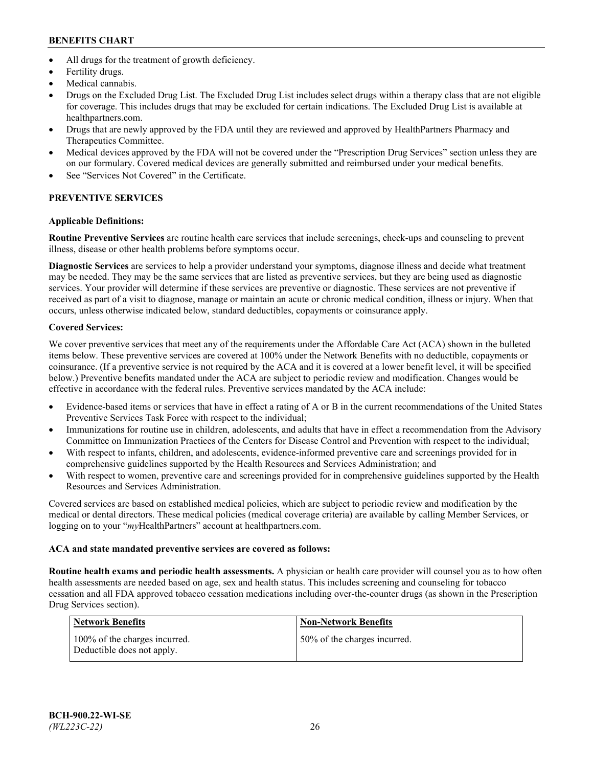- All drugs for the treatment of growth deficiency.
- Fertility drugs.
- Medical cannabis.
- Drugs on the Excluded Drug List. The Excluded Drug List includes select drugs within a therapy class that are not eligible for coverage. This includes drugs that may be excluded for certain indications. The Excluded Drug List is available at healthpartners.com.
- Drugs that are newly approved by the FDA until they are reviewed and approved by HealthPartners Pharmacy and Therapeutics Committee.
- Medical devices approved by the FDA will not be covered under the "Prescription Drug Services" section unless they are on our formulary. Covered medical devices are generally submitted and reimbursed under your medical benefits.
- See "Services Not Covered" in the Certificate.

## PREVENTIVE SERVICES

**Applicable Definitions:**

**Routine Preventive Services** are routine health care services that include screenings, check-ups and counseling to prevent illness, disease or other health problems before symptoms occur.

**Diagnostic Services** are services to help a provider understand your symptoms, diagnose illness and decide what treatment may be needed. They may be the same services that are listed as preventive services, but they are being used as diagnostic services. Your provider will determine if these services are preventive or diagnostic. These services are not preventive if received as part of a visit to diagnose, manage or maintain an acute or chronic medical condition, illness or injury. When that occurs, unless otherwise indicated below, standard deductibles, copayments or coinsurance apply.

**Covered Services:**

We cover preventive services that meet any of the requirements under the Affordable Care Act (ACA) shown in the bulleted items below. These preventive services are covered at 100% under the Network Benefits with no deductible, copayments or coinsurance. (If a preventive service is not required by the ACA and it is covered at a lower benefit level, it will be specified below.) Preventive benefits mandated under the ACA are subject to periodic review and modification. Changes would be effective in accordance with the federal rules. Preventive services mandated by the ACA include:

- Evidence-based items or services that have in effect a rating of A or B in the current recommendations of the United States Preventive Services Task Force with respect to the individual;
- Immunizations for routine use in children, adolescents, and adults that have in effect a recommendation from the Advisory Committee on Immunization Practices of the Centers for Disease Control and Prevention with respect to the individual;
- With respect to infants, children, and adolescents, evidence-informed preventive care and screenings provided for in comprehensive guidelines supported by the Health Resources and Services Administration; and
- With respect to women, preventive care and screenings provided for in comprehensive guidelines supported by the Health Resources and Services Administration.

Covered services are based on established medical policies, which are subject to periodic review and modification by the medical or dental directors. These medical policies (medical coverage criteria) are available by calling Member Services, or logging on to your "*my*HealthPartners" account at healthpartners.com.

**ACA and state mandated preventive services are covered as follows:**

**Routine health exams and periodic health assessments.** A physician or health care provider will counsel you as to how often health assessments are needed based on age, sex and health status. This includes screening and counseling for tobacco cessation and all FDA approved tobacco cessation medications including over-the-counter drugs (as shown in the Prescription Drug Services section).

| Network Benefits | Non-Network Benefits |
| --- | --- |
| 100% of the charges incurred. Deductible does not apply. | 50% of the charges incurred. |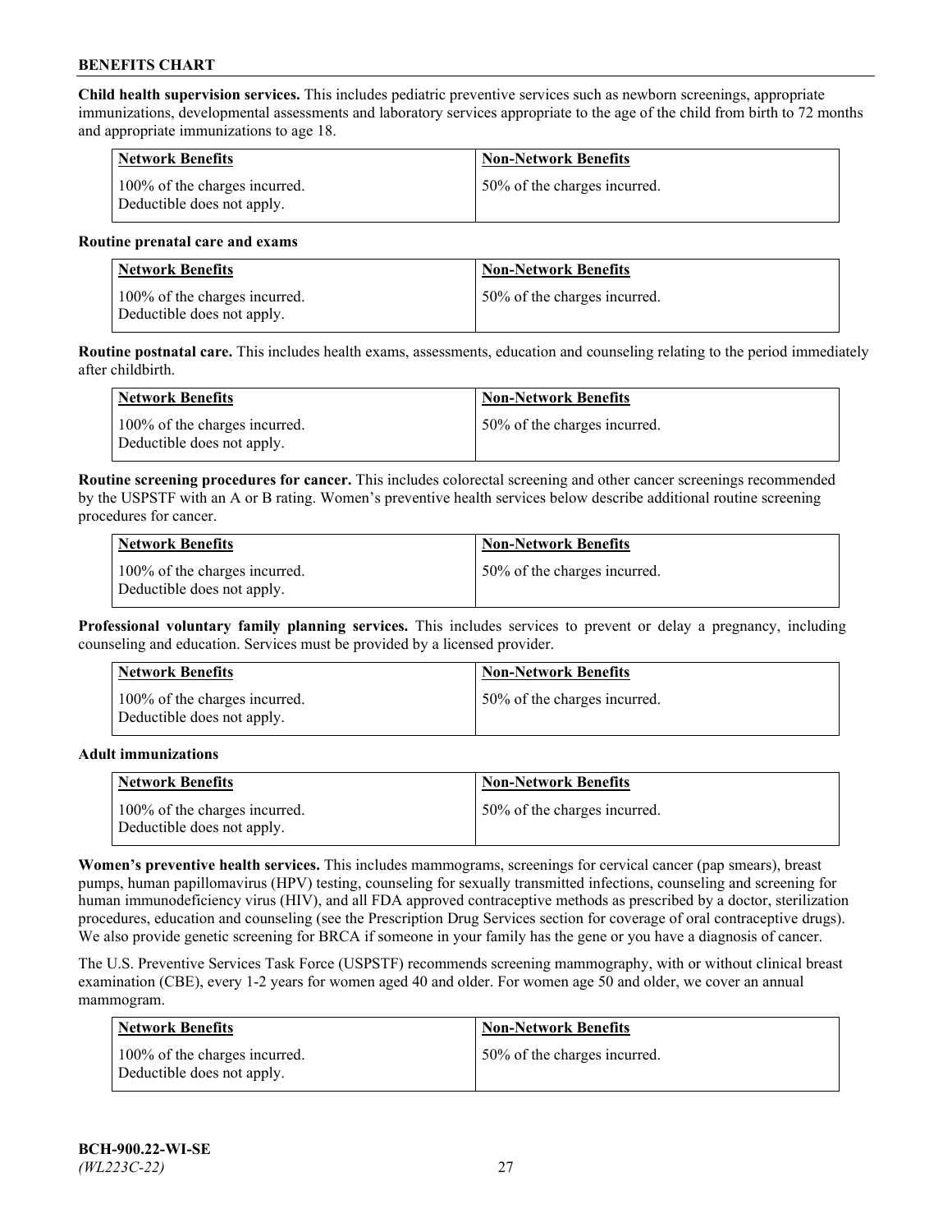**Child health supervision services.** This includes pediatric preventive services such as newborn screenings, appropriate immunizations, developmental assessments and laboratory services appropriate to the age of the child from birth to 72 months and appropriate immunizations to age 18.

| Network Benefits | Non-Network Benefits |
|---|---|
| 100% of the charges incurred. Deductible does not apply. | 50% of the charges incurred. |

**Routine prenatal care and exams**

| Network Benefits | Non-Network Benefits |
|---|---|
| 100% of the charges incurred. Deductible does not apply. | 50% of the charges incurred. |

**Routine postnatal care.** This includes health exams, assessments, education and counseling relating to the period immediately after childbirth.

| Network Benefits | Non-Network Benefits |
|---|---|
| 100% of the charges incurred. Deductible does not apply. | 50% of the charges incurred. |

**Routine screening procedures for cancer.** This includes colorectal screening and other cancer screenings recommended by the USPSTF with an A or B rating. Women's preventive health services below describe additional routine screening procedures for cancer.

| Network Benefits | Non-Network Benefits |
|---|---|
| 100% of the charges incurred. Deductible does not apply. | 50% of the charges incurred. |

**Professional voluntary family planning services.** This includes services to prevent or delay a pregnancy, including counseling and education. Services must be provided by a licensed provider.

| Network Benefits | Non-Network Benefits |
|---|---|
| 100% of the charges incurred. Deductible does not apply. | 50% of the charges incurred. |

**Adult immunizations**

| Network Benefits | Non-Network Benefits |
|---|---|
| 100% of the charges incurred. Deductible does not apply. | 50% of the charges incurred. |

**Women's preventive health services.** This includes mammograms, screenings for cervical cancer (pap smears), breast pumps, human papillomavirus (HPV) testing, counseling for sexually transmitted infections, counseling and screening for human immunodeficiency virus (HIV), and all FDA approved contraceptive methods as prescribed by a doctor, sterilization procedures, education and counseling (see the Prescription Drug Services section for coverage of oral contraceptive drugs). We also provide genetic screening for BRCA if someone in your family has the gene or you have a diagnosis of cancer.

The U.S. Preventive Services Task Force (USPSTF) recommends screening mammography, with or without clinical breast examination (CBE), every 1-2 years for women aged 40 and older. For women age 50 and older, we cover an annual mammogram.

| Network Benefits | Non-Network Benefits |
|---|---|
| 100% of the charges incurred. Deductible does not apply. | 50% of the charges incurred. |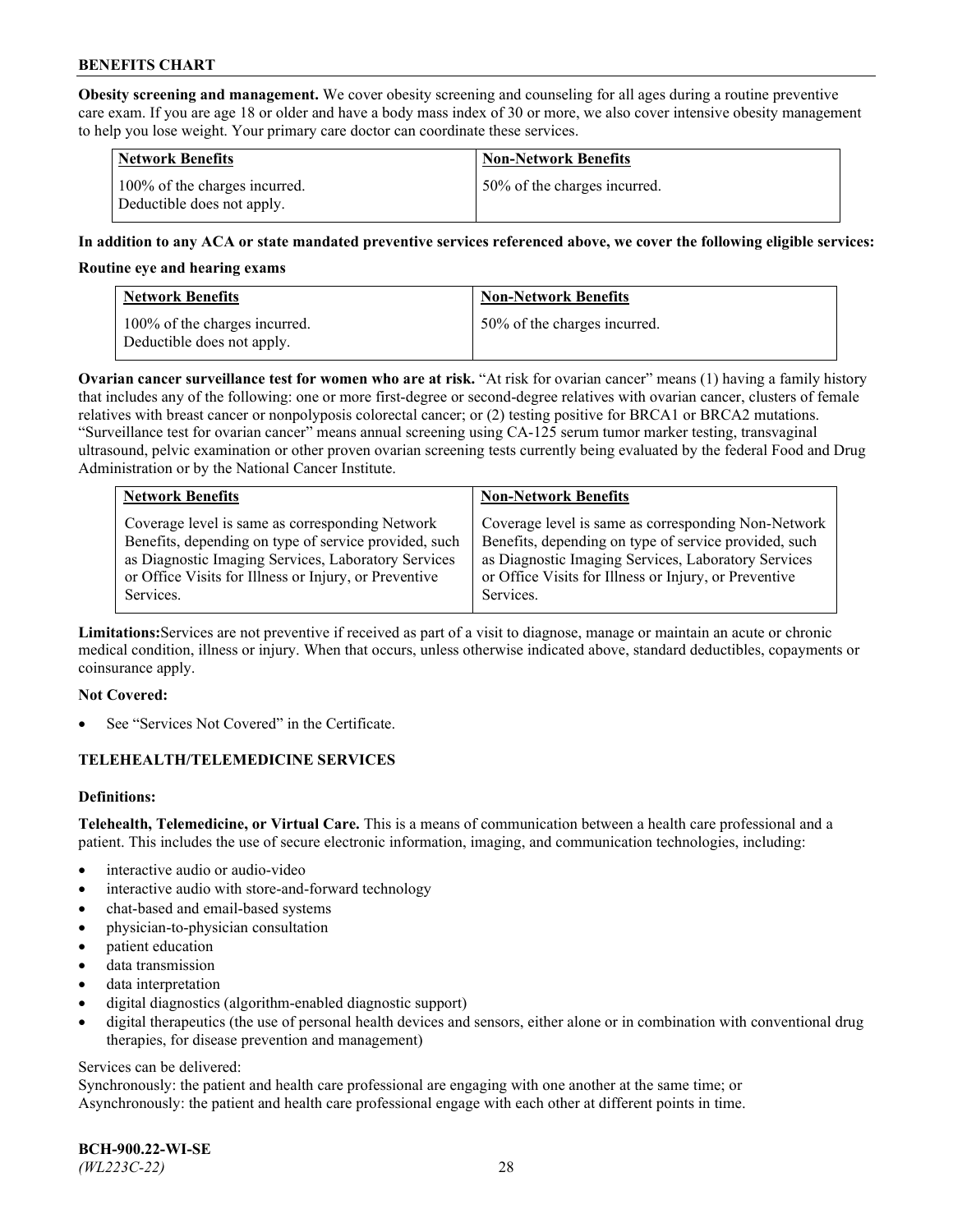**Obesity screening and management.** We cover obesity screening and counseling for all ages during a routine preventive care exam. If you are age 18 or older and have a body mass index of 30 or more, we also cover intensive obesity management to help you lose weight. Your primary care doctor can coordinate these services.

| Network Benefits | Non-Network Benefits |
| --- | --- |
| 100% of the charges incurred. Deductible does not apply. | 50% of the charges incurred. |

**In addition to any ACA or state mandated preventive services referenced above, we cover the following eligible services:**

**Routine eye and hearing exams**

| Network Benefits | Non-Network Benefits |
| --- | --- |
| 100% of the charges incurred. Deductible does not apply. | 50% of the charges incurred. |

**Ovarian cancer surveillance test for women who are at risk.** "At risk for ovarian cancer" means (1) having a family history that includes any of the following: one or more first-degree or second-degree relatives with ovarian cancer, clusters of female relatives with breast cancer or nonpolyposis colorectal cancer; or (2) testing positive for BRCA1 or BRCA2 mutations. "Surveillance test for ovarian cancer" means annual screening using CA-125 serum tumor marker testing, transvaginal ultrasound, pelvic examination or other proven ovarian screening tests currently being evaluated by the federal Food and Drug Administration or by the National Cancer Institute.

| Network Benefits | Non-Network Benefits |
| --- | --- |
| Coverage level is same as corresponding Network Benefits, depending on type of service provided, such as Diagnostic Imaging Services, Laboratory Services or Office Visits for Illness or Injury, or Preventive Services. | Coverage level is same as corresponding Non-Network Benefits, depending on type of service provided, such as Diagnostic Imaging Services, Laboratory Services or Office Visits for Illness or Injury, or Preventive Services. |

**Limitations:** Services are not preventive if received as part of a visit to diagnose, manage or maintain an acute or chronic medical condition, illness or injury. When that occurs, unless otherwise indicated above, standard deductibles, copayments or coinsurance apply.

**Not Covered:**

- See "Services Not Covered" in the Certificate.

## TELEHEALTH/TELEMEDICINE SERVICES

**Definitions:**

**Telehealth, Telemedicine, or Virtual Care.** This is a means of communication between a health care professional and a patient. This includes the use of secure electronic information, imaging, and communication technologies, including:

- interactive audio or audio-video
- interactive audio with store-and-forward technology
- chat-based and email-based systems
- physician-to-physician consultation
- patient education
- data transmission
- data interpretation
- digital diagnostics (algorithm-enabled diagnostic support)
- digital therapeutics (the use of personal health devices and sensors, either alone or in combination with conventional drug therapies, for disease prevention and management)

Services can be delivered:
Synchronously: the patient and health care professional are engaging with one another at the same time; or
Asynchronously: the patient and health care professional engage with each other at different points in time.

**BCH-900.22-WI-SE**
*(WL223C-22)*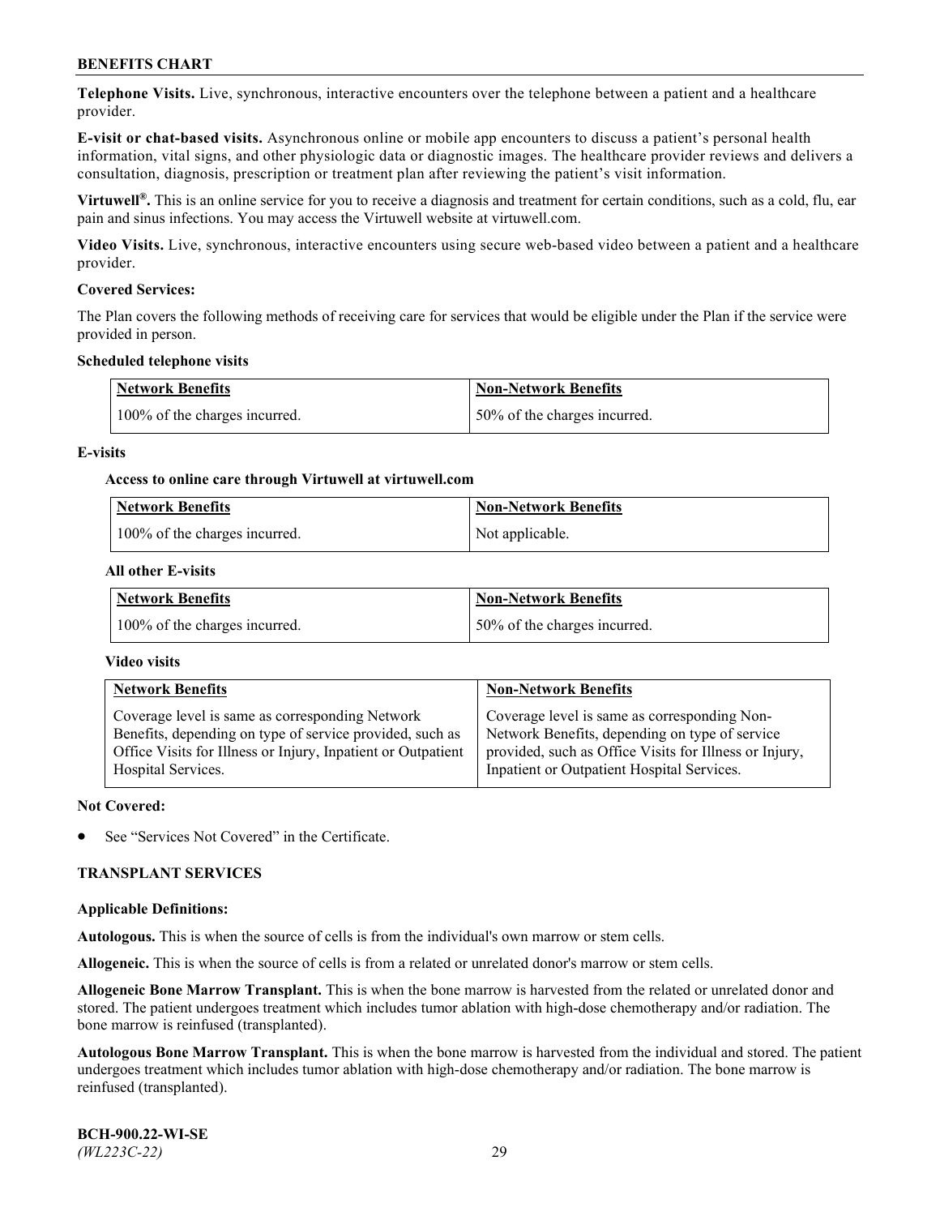**Telephone Visits.** Live, synchronous, interactive encounters over the telephone between a patient and a healthcare provider.

**E-visit or chat-based visits.** Asynchronous online or mobile app encounters to discuss a patient's personal health information, vital signs, and other physiologic data or diagnostic images. The healthcare provider reviews and delivers a consultation, diagnosis, prescription or treatment plan after reviewing the patient's visit information.

**Virtuwell®.** This is an online service for you to receive a diagnosis and treatment for certain conditions, such as a cold, flu, ear pain and sinus infections. You may access the Virtuwell website at virtuwell.com.

**Video Visits.** Live, synchronous, interactive encounters using secure web-based video between a patient and a healthcare provider.

**Covered Services:**

The Plan covers the following methods of receiving care for services that would be eligible under the Plan if the service were provided in person.

**Scheduled telephone visits**

| Network Benefits | Non-Network Benefits |
|---|---|
| 100% of the charges incurred. | 50% of the charges incurred. |

**E-visits**

**Access to online care through Virtuwell at virtuwell.com**

| Network Benefits | Non-Network Benefits |
|---|---|
| 100% of the charges incurred. | Not applicable. |

**All other E-visits**

| Network Benefits | Non-Network Benefits |
|---|---|
| 100% of the charges incurred. | 50% of the charges incurred. |

**Video visits**

| Network Benefits | Non-Network Benefits |
|---|---|
| Coverage level is same as corresponding Network Benefits, depending on type of service provided, such as Office Visits for Illness or Injury, Inpatient or Outpatient Hospital Services. | Coverage level is same as corresponding Non-Network Benefits, depending on type of service provided, such as Office Visits for Illness or Injury, Inpatient or Outpatient Hospital Services. |

**Not Covered:**

- See "Services Not Covered" in the Certificate.

## TRANSPLANT SERVICES

**Applicable Definitions:**

**Autologous.** This is when the source of cells is from the individual's own marrow or stem cells.

**Allogeneic.** This is when the source of cells is from a related or unrelated donor's marrow or stem cells.

**Allogeneic Bone Marrow Transplant.** This is when the bone marrow is harvested from the related or unrelated donor and stored. The patient undergoes treatment which includes tumor ablation with high-dose chemotherapy and/or radiation. The bone marrow is reinfused (transplanted).

**Autologous Bone Marrow Transplant.** This is when the bone marrow is harvested from the individual and stored. The patient undergoes treatment which includes tumor ablation with high-dose chemotherapy and/or radiation. The bone marrow is reinfused (transplanted).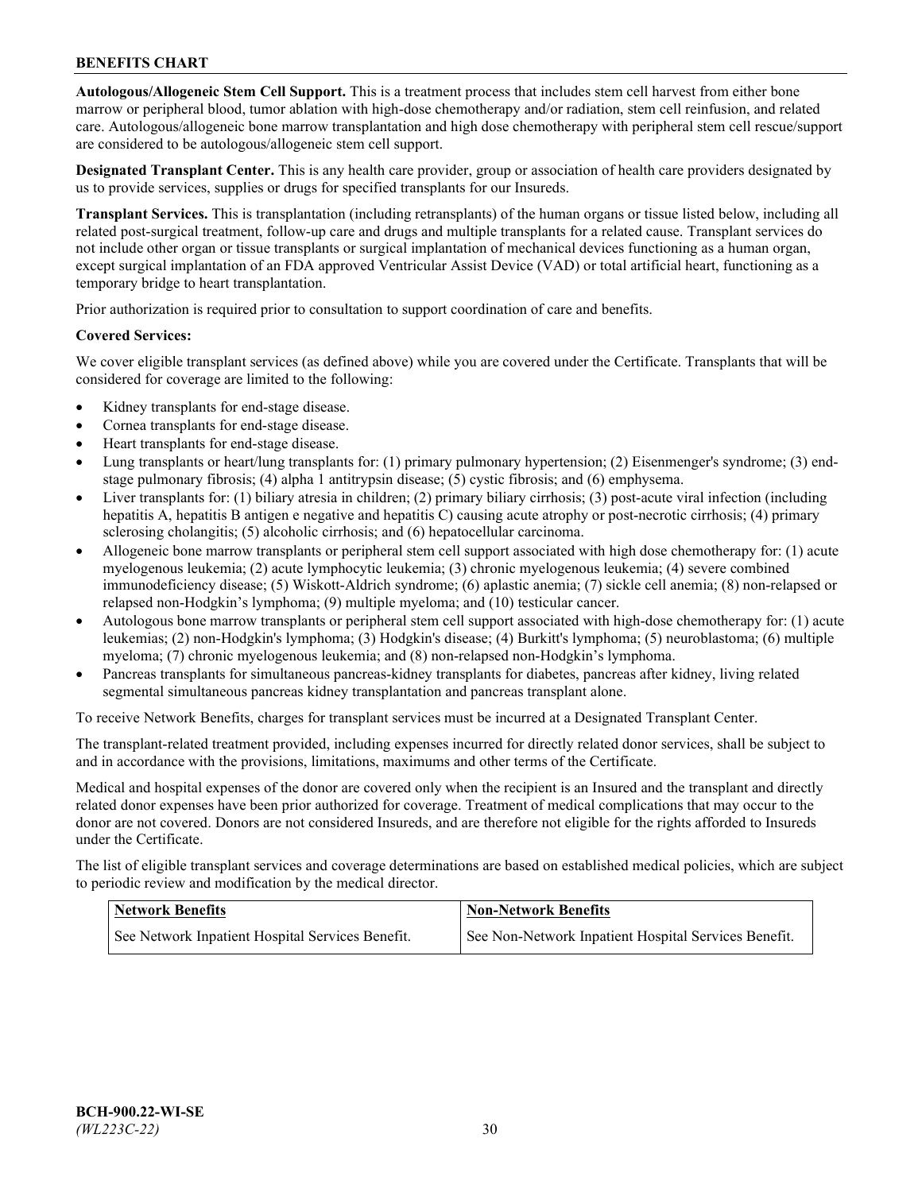**Autologous/Allogeneic Stem Cell Support.** This is a treatment process that includes stem cell harvest from either bone marrow or peripheral blood, tumor ablation with high-dose chemotherapy and/or radiation, stem cell reinfusion, and related care. Autologous/allogeneic bone marrow transplantation and high dose chemotherapy with peripheral stem cell rescue/support are considered to be autologous/allogeneic stem cell support.

**Designated Transplant Center.** This is any health care provider, group or association of health care providers designated by us to provide services, supplies or drugs for specified transplants for our Insureds.

**Transplant Services.** This is transplantation (including retransplants) of the human organs or tissue listed below, including all related post-surgical treatment, follow-up care and drugs and multiple transplants for a related cause. Transplant services do not include other organ or tissue transplants or surgical implantation of mechanical devices functioning as a human organ, except surgical implantation of an FDA approved Ventricular Assist Device (VAD) or total artificial heart, functioning as a temporary bridge to heart transplantation.

Prior authorization is required prior to consultation to support coordination of care and benefits.

**Covered Services:**

We cover eligible transplant services (as defined above) while you are covered under the Certificate. Transplants that will be considered for coverage are limited to the following:

- Kidney transplants for end-stage disease.
- Cornea transplants for end-stage disease.
- Heart transplants for end-stage disease.
- Lung transplants or heart/lung transplants for: (1) primary pulmonary hypertension; (2) Eisenmenger's syndrome; (3) end-stage pulmonary fibrosis; (4) alpha 1 antitrypsin disease; (5) cystic fibrosis; and (6) emphysema.
- Liver transplants for: (1) biliary atresia in children; (2) primary biliary cirrhosis; (3) post-acute viral infection (including hepatitis A, hepatitis B antigen e negative and hepatitis C) causing acute atrophy or post-necrotic cirrhosis; (4) primary sclerosing cholangitis; (5) alcoholic cirrhosis; and (6) hepatocellular carcinoma.
- Allogeneic bone marrow transplants or peripheral stem cell support associated with high dose chemotherapy for: (1) acute myelogenous leukemia; (2) acute lymphocytic leukemia; (3) chronic myelogenous leukemia; (4) severe combined immunodeficiency disease; (5) Wiskott-Aldrich syndrome; (6) aplastic anemia; (7) sickle cell anemia; (8) non-relapsed or relapsed non-Hodgkin's lymphoma; (9) multiple myeloma; and (10) testicular cancer.
- Autologous bone marrow transplants or peripheral stem cell support associated with high-dose chemotherapy for: (1) acute leukemias; (2) non-Hodgkin's lymphoma; (3) Hodgkin's disease; (4) Burkitt's lymphoma; (5) neuroblastoma; (6) multiple myeloma; (7) chronic myelogenous leukemia; and (8) non-relapsed non-Hodgkin's lymphoma.
- Pancreas transplants for simultaneous pancreas-kidney transplants for diabetes, pancreas after kidney, living related segmental simultaneous pancreas kidney transplantation and pancreas transplant alone.

To receive Network Benefits, charges for transplant services must be incurred at a Designated Transplant Center.

The transplant-related treatment provided, including expenses incurred for directly related donor services, shall be subject to and in accordance with the provisions, limitations, maximums and other terms of the Certificate.

Medical and hospital expenses of the donor are covered only when the recipient is an Insured and the transplant and directly related donor expenses have been prior authorized for coverage. Treatment of medical complications that may occur to the donor are not covered. Donors are not considered Insureds, and are therefore not eligible for the rights afforded to Insureds under the Certificate.

The list of eligible transplant services and coverage determinations are based on established medical policies, which are subject to periodic review and modification by the medical director.

| Network Benefits | Non-Network Benefits |
|---|---|
| See Network Inpatient Hospital Services Benefit. | See Non-Network Inpatient Hospital Services Benefit. |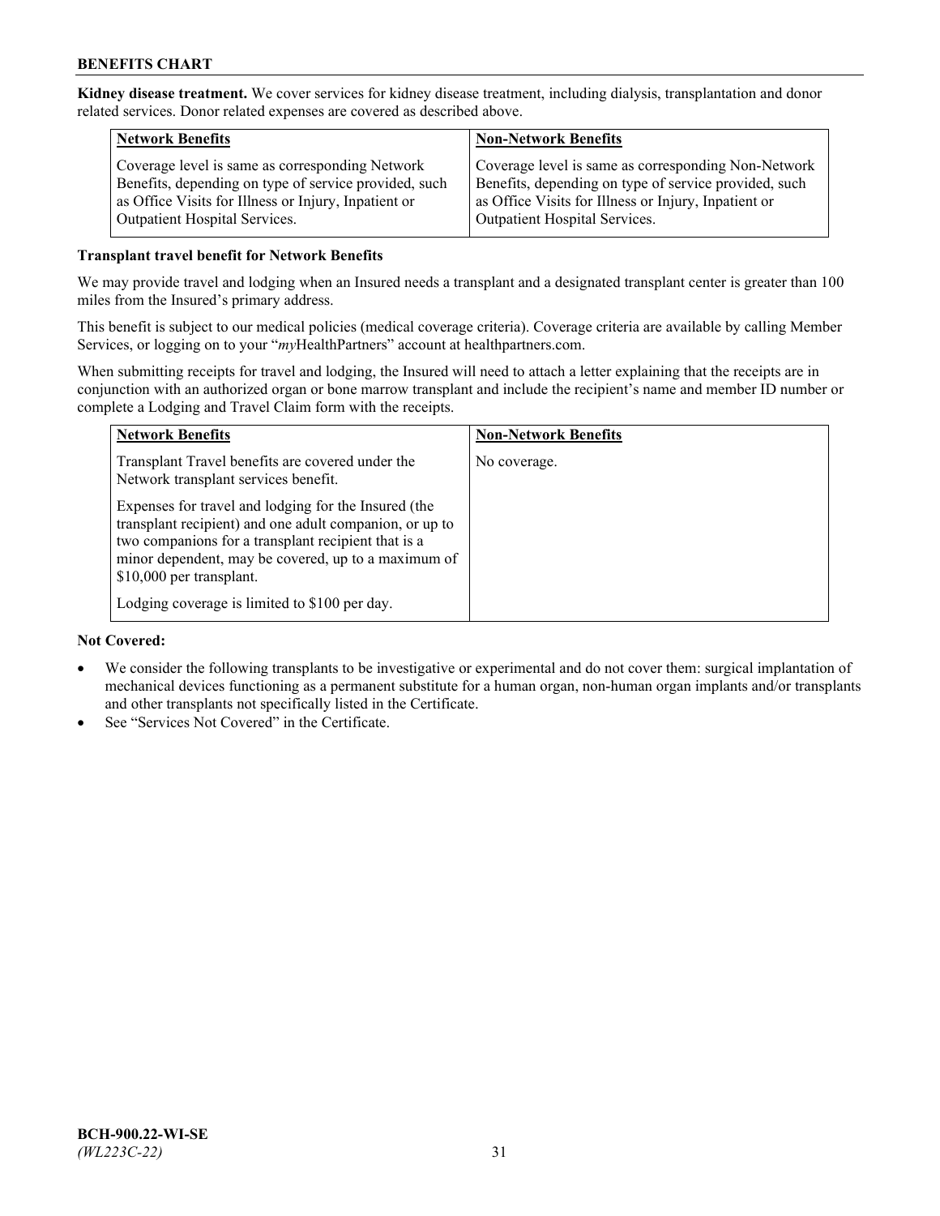**Kidney disease treatment.** We cover services for kidney disease treatment, including dialysis, transplantation and donor related services. Donor related expenses are covered as described above.

| Network Benefits | Non-Network Benefits |
| --- | --- |
| Coverage level is same as corresponding Network Benefits, depending on type of service provided, such as Office Visits for Illness or Injury, Inpatient or Outpatient Hospital Services. | Coverage level is same as corresponding Non-Network Benefits, depending on type of service provided, such as Office Visits for Illness or Injury, Inpatient or Outpatient Hospital Services. |

**Transplant travel benefit for Network Benefits**

We may provide travel and lodging when an Insured needs a transplant and a designated transplant center is greater than 100 miles from the Insured's primary address.

This benefit is subject to our medical policies (medical coverage criteria). Coverage criteria are available by calling Member Services, or logging on to your "*my*HealthPartners" account at healthpartners.com.

When submitting receipts for travel and lodging, the Insured will need to attach a letter explaining that the receipts are in conjunction with an authorized organ or bone marrow transplant and include the recipient's name and member ID number or complete a Lodging and Travel Claim form with the receipts.

| Network Benefits | Non-Network Benefits |
| --- | --- |
| Transplant Travel benefits are covered under the Network transplant services benefit.<br><br>Expenses for travel and lodging for the Insured (the transplant recipient) and one adult companion, or up to two companions for a transplant recipient that is a minor dependent, may be covered, up to a maximum of $10,000 per transplant.<br><br>Lodging coverage is limited to $100 per day. | No coverage. |

**Not Covered:**

- We consider the following transplants to be investigative or experimental and do not cover them: surgical implantation of mechanical devices functioning as a permanent substitute for a human organ, non-human organ implants and/or transplants and other transplants not specifically listed in the Certificate.
- See "Services Not Covered" in the Certificate.